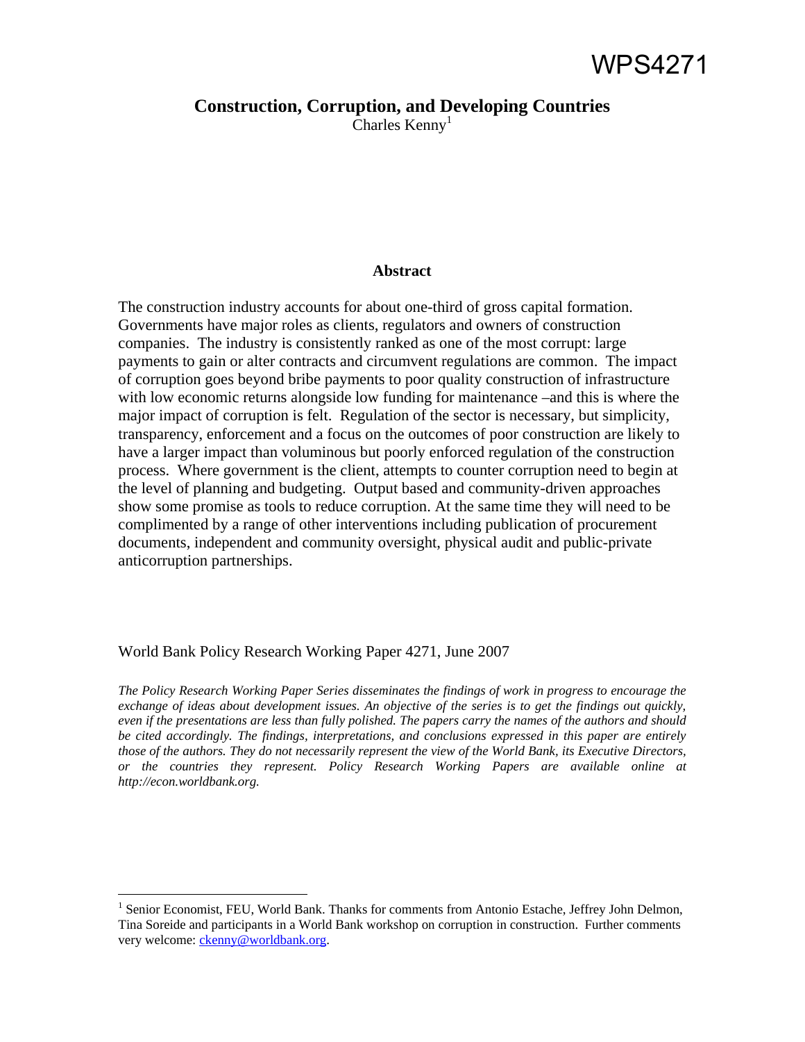WPS4271

# Construction, Corruption, and Developing Countries

Charles Kenny[1]

## Abstract

The construction industry accounts for about one-third of gross capital formation. Governments have major roles as clients, regulators and owners of construction companies. The industry is consistently ranked as one of the most corrupt: large payments to gain or alter contracts and circumvent regulations are common. The impact of corruption goes beyond bribe payments to poor quality construction of infrastructure with low economic returns alongside low funding for maintenance –and this is where the major impact of corruption is felt. Regulation of the sector is necessary, but simplicity, transparency, enforcement and a focus on the outcomes of poor construction are likely to have a larger impact than voluminous but poorly enforced regulation of the construction process. Where government is the client, attempts to counter corruption need to begin at the level of planning and budgeting. Output based and community-driven approaches show some promise as tools to reduce corruption. At the same time they will need to be complimented by a range of other interventions including publication of procurement documents, independent and community oversight, physical audit and public-private anticorruption partnerships.

World Bank Policy Research Working Paper 4271, June 2007

*The Policy Research Working Paper Series disseminates the findings of work in progress to encourage the exchange of ideas about development issues. An objective of the series is to get the findings out quickly, even if the presentations are less than fully polished. The papers carry the names of the authors and should be cited accordingly. The findings, interpretations, and conclusions expressed in this paper are entirely those of the authors. They do not necessarily represent the view of the World Bank, its Executive Directors, or the countries they represent. Policy Research Working Papers are available online at http://econ.worldbank.org.*

---

[1] Senior Economist, FEU, World Bank. Thanks for comments from Antonio Estache, Jeffrey John Delmon, Tina Soreide and participants in a World Bank workshop on corruption in construction. Further comments very welcome: ckenny@worldbank.org.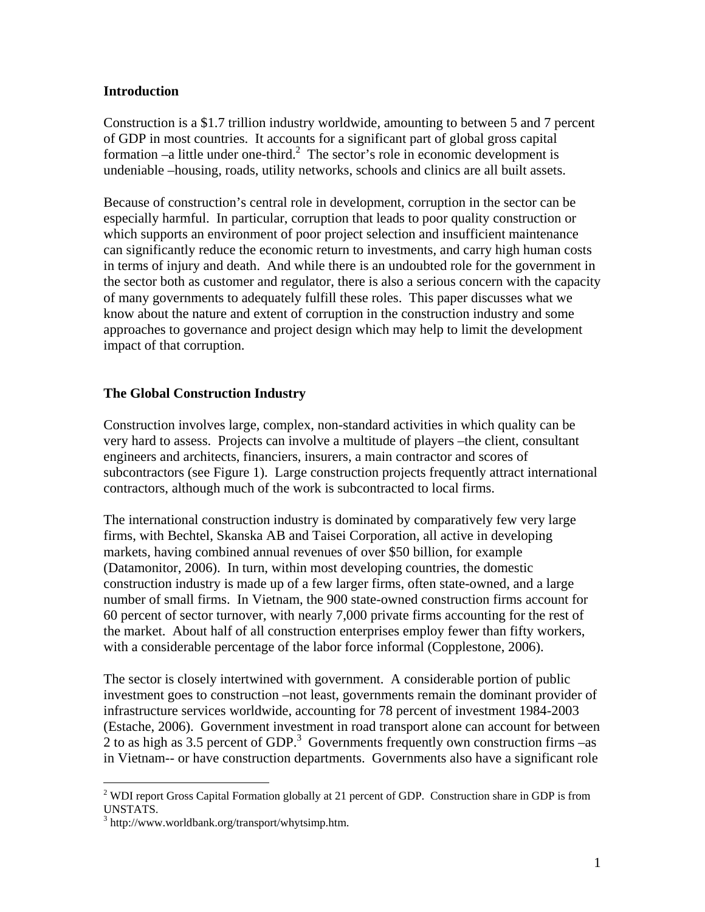## Introduction

Construction is a $1.7 trillion industry worldwide, amounting to between 5 and 7 percent of GDP in most countries. It accounts for a significant part of global gross capital formation –a little under one-third.[2] The sector's role in economic development is undeniable –housing, roads, utility networks, schools and clinics are all built assets.

Because of construction's central role in development, corruption in the sector can be especially harmful. In particular, corruption that leads to poor quality construction or which supports an environment of poor project selection and insufficient maintenance can significantly reduce the economic return to investments, and carry high human costs in terms of injury and death. And while there is an undoubted role for the government in the sector both as customer and regulator, there is also a serious concern with the capacity of many governments to adequately fulfill these roles. This paper discusses what we know about the nature and extent of corruption in the construction industry and some approaches to governance and project design which may help to limit the development impact of that corruption.

## The Global Construction Industry

Construction involves large, complex, non-standard activities in which quality can be very hard to assess. Projects can involve a multitude of players –the client, consultant engineers and architects, financiers, insurers, a main contractor and scores of subcontractors (see Figure 1). Large construction projects frequently attract international contractors, although much of the work is subcontracted to local firms.

The international construction industry is dominated by comparatively few very large firms, with Bechtel, Skanska AB and Taisei Corporation, all active in developing markets, having combined annual revenues of over $50 billion, for example (Datamonitor, 2006). In turn, within most developing countries, the domestic construction industry is made up of a few larger firms, often state-owned, and a large number of small firms. In Vietnam, the 900 state-owned construction firms account for 60 percent of sector turnover, with nearly 7,000 private firms accounting for the rest of the market. About half of all construction enterprises employ fewer than fifty workers, with a considerable percentage of the labor force informal (Copplestone, 2006).

The sector is closely intertwined with government. A considerable portion of public investment goes to construction –not least, governments remain the dominant provider of infrastructure services worldwide, accounting for 78 percent of investment 1984-2003 (Estache, 2006). Government investment in road transport alone can account for between 2 to as high as 3.5 percent of GDP.[3] Governments frequently own construction firms –as in Vietnam-- or have construction departments. Governments also have a significant role

---

[2] WDI report Gross Capital Formation globally at 21 percent of GDP. Construction share in GDP is from UNSTATS.

[3] http://www.worldbank.org/transport/whytsimp.htm.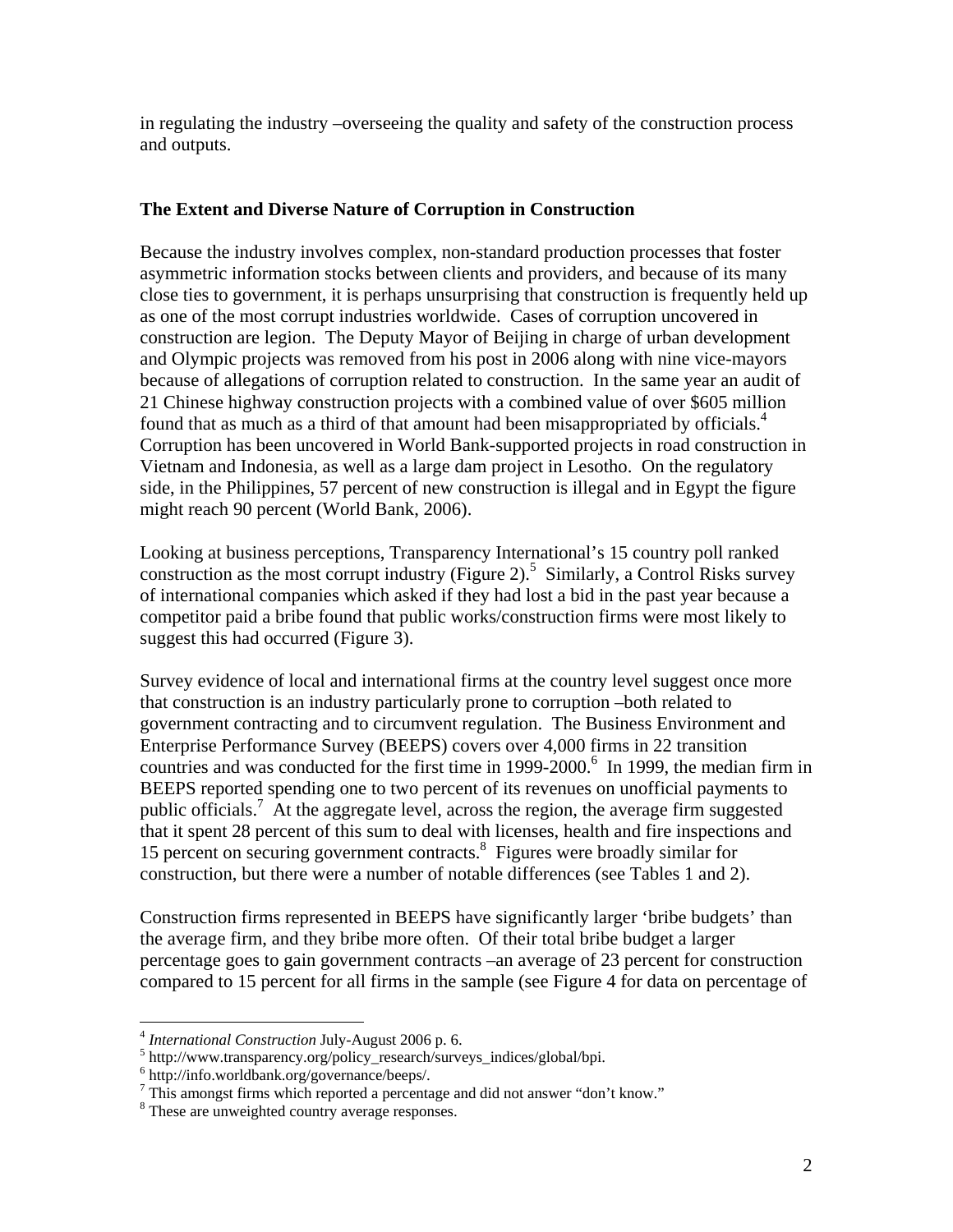in regulating the industry –overseeing the quality and safety of the construction process and outputs.

### The Extent and Diverse Nature of Corruption in Construction

Because the industry involves complex, non-standard production processes that foster asymmetric information stocks between clients and providers, and because of its many close ties to government, it is perhaps unsurprising that construction is frequently held up as one of the most corrupt industries worldwide. Cases of corruption uncovered in construction are legion. The Deputy Mayor of Beijing in charge of urban development and Olympic projects was removed from his post in 2006 along with nine vice-mayors because of allegations of corruption related to construction. In the same year an audit of 21 Chinese highway construction projects with a combined value of over $605 million found that as much as a third of that amount had been misappropriated by officials.[4] Corruption has been uncovered in World Bank-supported projects in road construction in Vietnam and Indonesia, as well as a large dam project in Lesotho. On the regulatory side, in the Philippines, 57 percent of new construction is illegal and in Egypt the figure might reach 90 percent (World Bank, 2006).

Looking at business perceptions, Transparency International's 15 country poll ranked construction as the most corrupt industry (Figure 2).[5] Similarly, a Control Risks survey of international companies which asked if they had lost a bid in the past year because a competitor paid a bribe found that public works/construction firms were most likely to suggest this had occurred (Figure 3).

Survey evidence of local and international firms at the country level suggest once more that construction is an industry particularly prone to corruption –both related to government contracting and to circumvent regulation. The Business Environment and Enterprise Performance Survey (BEEPS) covers over 4,000 firms in 22 transition countries and was conducted for the first time in 1999-2000.[6] In 1999, the median firm in BEEPS reported spending one to two percent of its revenues on unofficial payments to public officials.[7] At the aggregate level, across the region, the average firm suggested that it spent 28 percent of this sum to deal with licenses, health and fire inspections and 15 percent on securing government contracts.[8] Figures were broadly similar for construction, but there were a number of notable differences (see Tables 1 and 2).

Construction firms represented in BEEPS have significantly larger 'bribe budgets' than the average firm, and they bribe more often. Of their total bribe budget a larger percentage goes to gain government contracts –an average of 23 percent for construction compared to 15 percent for all firms in the sample (see Figure 4 for data on percentage of

---

[4] *International Construction* July-August 2006 p. 6.

[5] http://www.transparency.org/policy_research/surveys_indices/global/bpi.

[6] http://info.worldbank.org/governance/beeps/.

[7] This amongst firms which reported a percentage and did not answer "don't know."

[8] These are unweighted country average responses.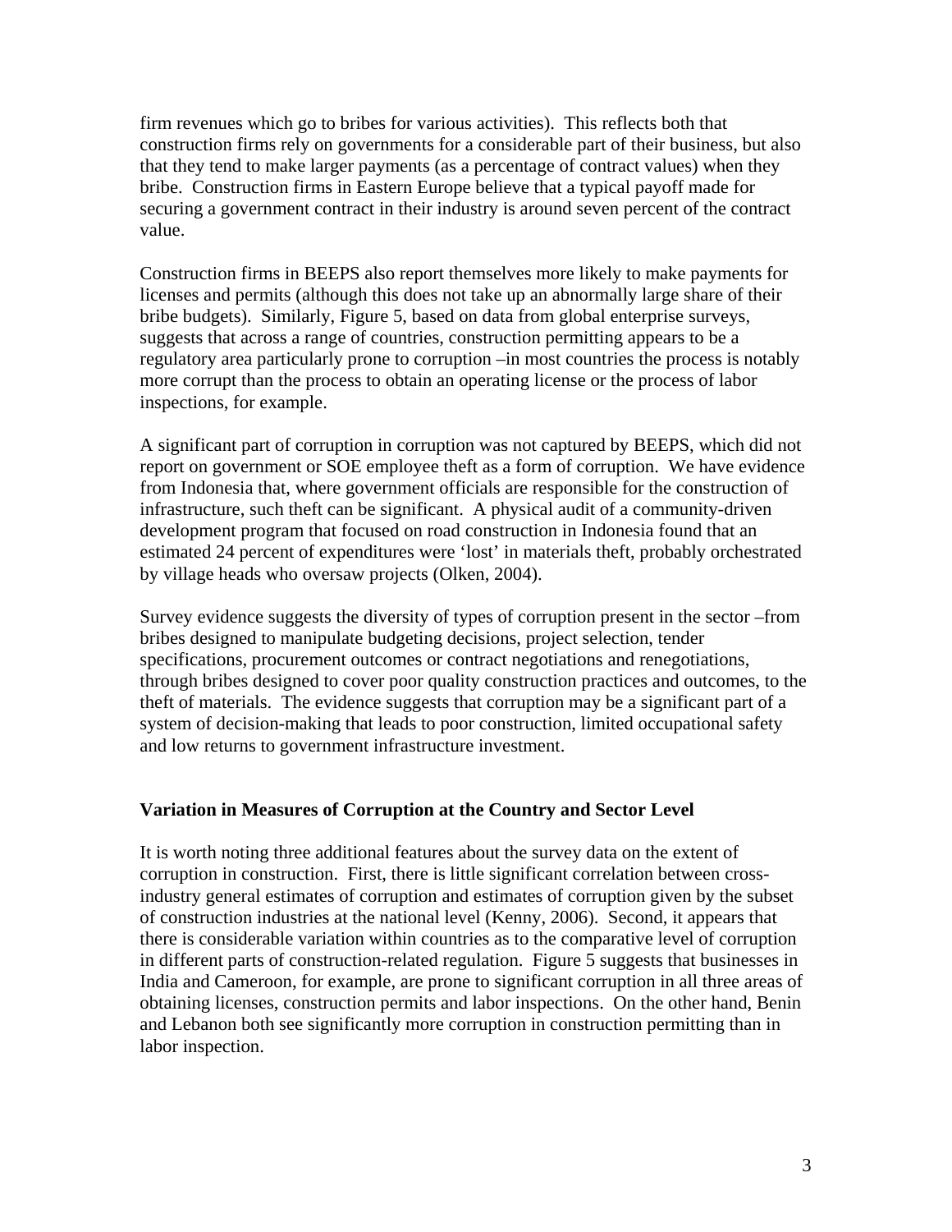firm revenues which go to bribes for various activities). This reflects both that construction firms rely on governments for a considerable part of their business, but also that they tend to make larger payments (as a percentage of contract values) when they bribe. Construction firms in Eastern Europe believe that a typical payoff made for securing a government contract in their industry is around seven percent of the contract value.

Construction firms in BEEPS also report themselves more likely to make payments for licenses and permits (although this does not take up an abnormally large share of their bribe budgets). Similarly, Figure 5, based on data from global enterprise surveys, suggests that across a range of countries, construction permitting appears to be a regulatory area particularly prone to corruption –in most countries the process is notably more corrupt than the process to obtain an operating license or the process of labor inspections, for example.

A significant part of corruption in corruption was not captured by BEEPS, which did not report on government or SOE employee theft as a form of corruption. We have evidence from Indonesia that, where government officials are responsible for the construction of infrastructure, such theft can be significant. A physical audit of a community-driven development program that focused on road construction in Indonesia found that an estimated 24 percent of expenditures were 'lost' in materials theft, probably orchestrated by village heads who oversaw projects (Olken, 2004).

Survey evidence suggests the diversity of types of corruption present in the sector –from bribes designed to manipulate budgeting decisions, project selection, tender specifications, procurement outcomes or contract negotiations and renegotiations, through bribes designed to cover poor quality construction practices and outcomes, to the theft of materials. The evidence suggests that corruption may be a significant part of a system of decision-making that leads to poor construction, limited occupational safety and low returns to government infrastructure investment.

### Variation in Measures of Corruption at the Country and Sector Level

It is worth noting three additional features about the survey data on the extent of corruption in construction. First, there is little significant correlation between cross-industry general estimates of corruption and estimates of corruption given by the subset of construction industries at the national level (Kenny, 2006). Second, it appears that there is considerable variation within countries as to the comparative level of corruption in different parts of construction-related regulation. Figure 5 suggests that businesses in India and Cameroon, for example, are prone to significant corruption in all three areas of obtaining licenses, construction permits and labor inspections. On the other hand, Benin and Lebanon both see significantly more corruption in construction permitting than in labor inspection.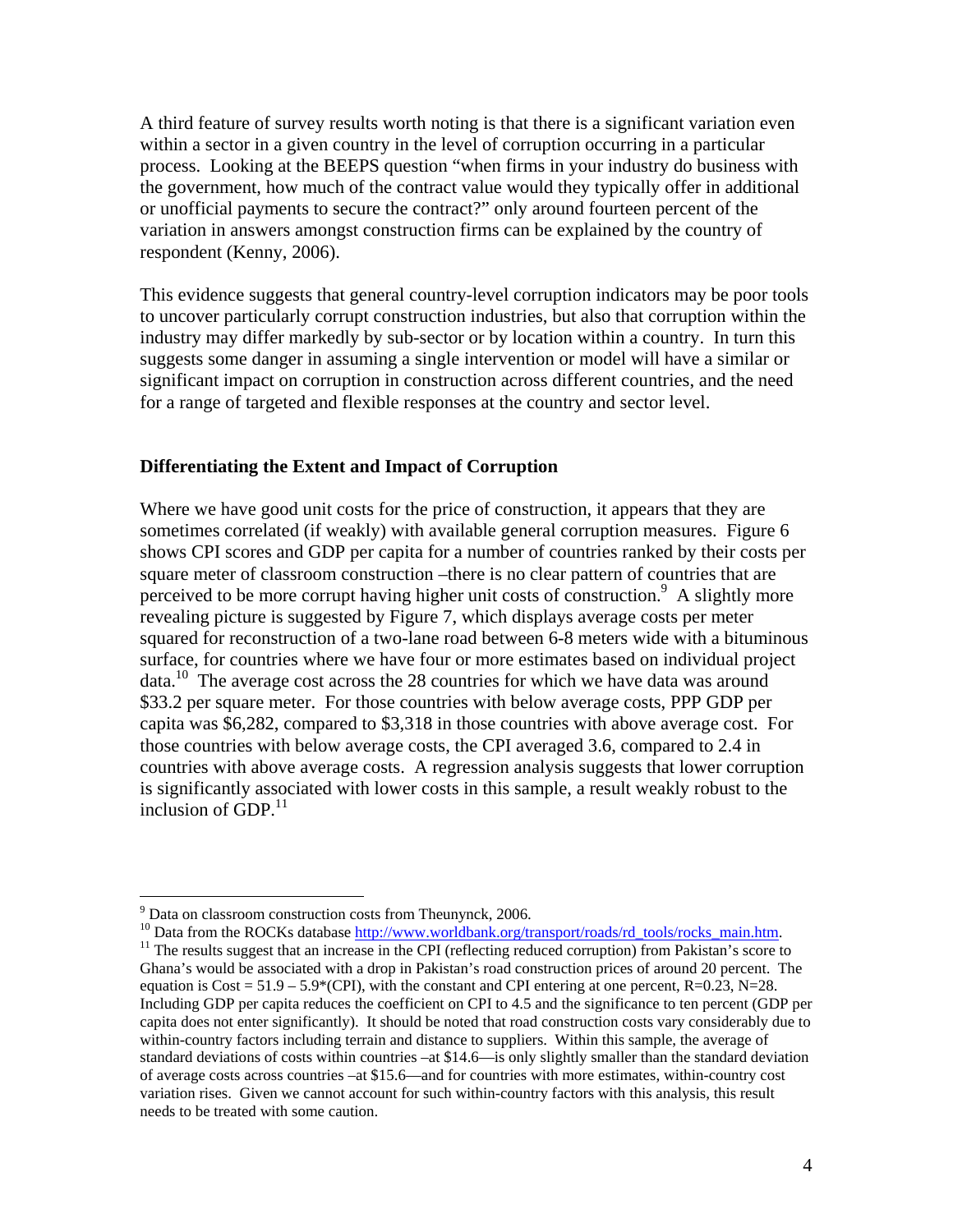A third feature of survey results worth noting is that there is a significant variation even within a sector in a given country in the level of corruption occurring in a particular process. Looking at the BEEPS question "when firms in your industry do business with the government, how much of the contract value would they typically offer in additional or unofficial payments to secure the contract?" only around fourteen percent of the variation in answers amongst construction firms can be explained by the country of respondent (Kenny, 2006).

This evidence suggests that general country-level corruption indicators may be poor tools to uncover particularly corrupt construction industries, but also that corruption within the industry may differ markedly by sub-sector or by location within a country. In turn this suggests some danger in assuming a single intervention or model will have a similar or significant impact on corruption in construction across different countries, and the need for a range of targeted and flexible responses at the country and sector level.

### Differentiating the Extent and Impact of Corruption

Where we have good unit costs for the price of construction, it appears that they are sometimes correlated (if weakly) with available general corruption measures. Figure 6 shows CPI scores and GDP per capita for a number of countries ranked by their costs per square meter of classroom construction –there is no clear pattern of countries that are perceived to be more corrupt having higher unit costs of construction.[9] A slightly more revealing picture is suggested by Figure 7, which displays average costs per meter squared for reconstruction of a two-lane road between 6-8 meters wide with a bituminous surface, for countries where we have four or more estimates based on individual project data.[10] The average cost across the 28 countries for which we have data was around $33.2 per square meter. For those countries with below average costs, PPP GDP per capita was $6,282, compared to $3,318 in those countries with above average cost. For those countries with below average costs, the CPI averaged 3.6, compared to 2.4 in countries with above average costs. A regression analysis suggests that lower corruption is significantly associated with lower costs in this sample, a result weakly robust to the inclusion of GDP.[11]

---

[9] Data on classroom construction costs from Theunynck, 2006.

[10] Data from the ROCKs database http://www.worldbank.org/transport/roads/rd_tools/rocks_main.htm.

[11] The results suggest that an increase in the CPI (reflecting reduced corruption) from Pakistan's score to Ghana's would be associated with a drop in Pakistan's road construction prices of around 20 percent. The equation is Cost = 51.9 – 5.9*(CPI), with the constant and CPI entering at one percent, R=0.23, N=28. Including GDP per capita reduces the coefficient on CPI to 4.5 and the significance to ten percent (GDP per capita does not enter significantly). It should be noted that road construction costs vary considerably due to within-country factors including terrain and distance to suppliers. Within this sample, the average of standard deviations of costs within countries –at $14.6—is only slightly smaller than the standard deviation of average costs across countries –at $15.6—and for countries with more estimates, within-country cost variation rises. Given we cannot account for such within-country factors with this analysis, this result needs to be treated with some caution.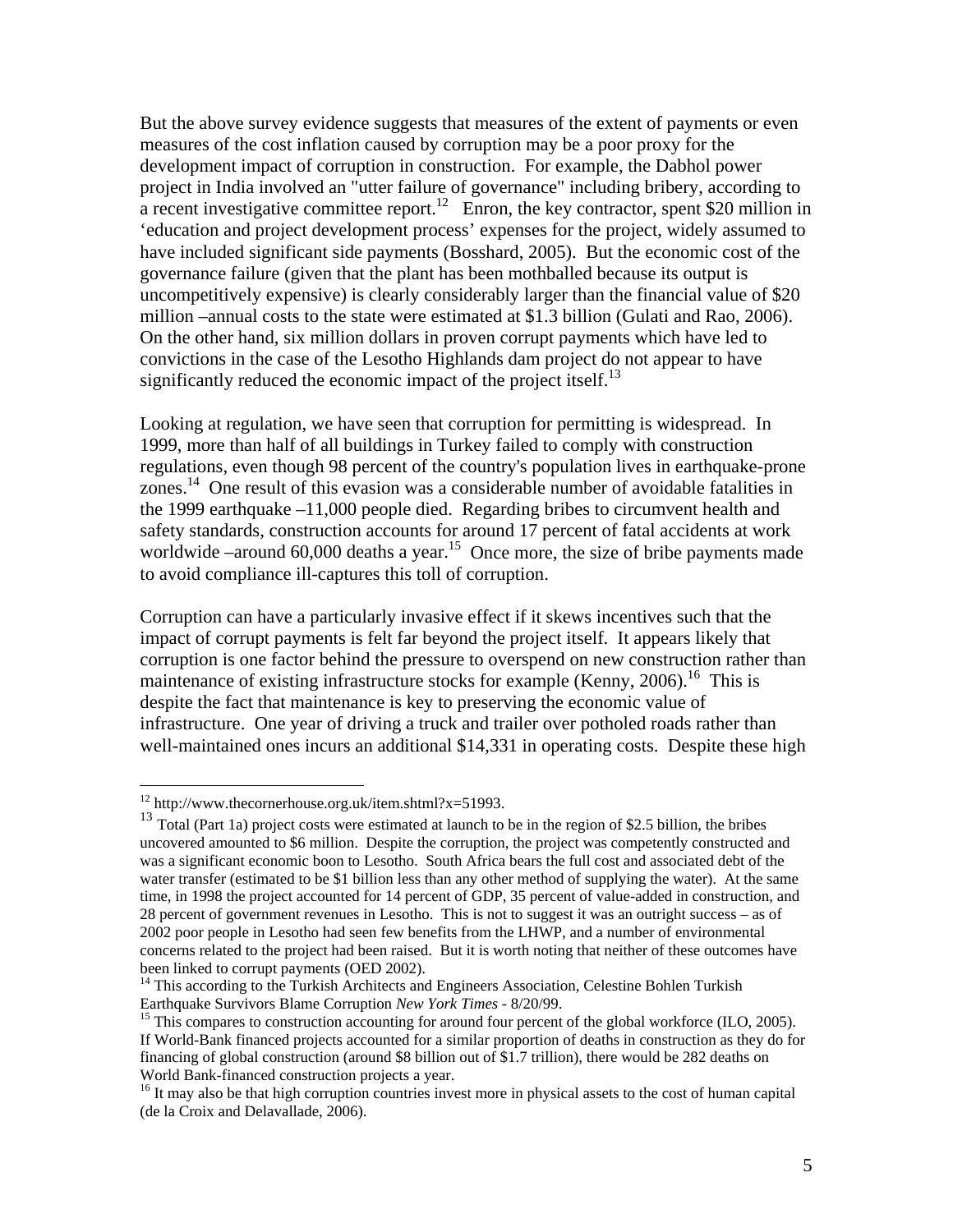But the above survey evidence suggests that measures of the extent of payments or even measures of the cost inflation caused by corruption may be a poor proxy for the development impact of corruption in construction. For example, the Dabhol power project in India involved an "utter failure of governance" including bribery, according to a recent investigative committee report.[12] Enron, the key contractor, spent $20 million in 'education and project development process' expenses for the project, widely assumed to have included significant side payments (Bosshard, 2005). But the economic cost of the governance failure (given that the plant has been mothballed because its output is uncompetitively expensive) is clearly considerably larger than the financial value of $20 million –annual costs to the state were estimated at $1.3 billion (Gulati and Rao, 2006). On the other hand, six million dollars in proven corrupt payments which have led to convictions in the case of the Lesotho Highlands dam project do not appear to have significantly reduced the economic impact of the project itself.[13]

Looking at regulation, we have seen that corruption for permitting is widespread. In 1999, more than half of all buildings in Turkey failed to comply with construction regulations, even though 98 percent of the country's population lives in earthquake-prone zones.[14] One result of this evasion was a considerable number of avoidable fatalities in the 1999 earthquake –11,000 people died. Regarding bribes to circumvent health and safety standards, construction accounts for around 17 percent of fatal accidents at work worldwide –around 60,000 deaths a year.[15] Once more, the size of bribe payments made to avoid compliance ill-captures this toll of corruption.

Corruption can have a particularly invasive effect if it skews incentives such that the impact of corrupt payments is felt far beyond the project itself. It appears likely that corruption is one factor behind the pressure to overspend on new construction rather than maintenance of existing infrastructure stocks for example (Kenny, 2006).[16] This is despite the fact that maintenance is key to preserving the economic value of infrastructure. One year of driving a truck and trailer over potholed roads rather than well-maintained ones incurs an additional $14,331 in operating costs. Despite these high

---

[12] http://www.thecornerhouse.org.uk/item.shtml?x=51993.

[13] Total (Part 1a) project costs were estimated at launch to be in the region of $2.5 billion, the bribes uncovered amounted to $6 million. Despite the corruption, the project was competently constructed and was a significant economic boon to Lesotho. South Africa bears the full cost and associated debt of the water transfer (estimated to be $1 billion less than any other method of supplying the water). At the same time, in 1998 the project accounted for 14 percent of GDP, 35 percent of value-added in construction, and 28 percent of government revenues in Lesotho. This is not to suggest it was an outright success – as of 2002 poor people in Lesotho had seen few benefits from the LHWP, and a number of environmental concerns related to the project had been raised. But it is worth noting that neither of these outcomes have been linked to corrupt payments (OED 2002).

[14] This according to the Turkish Architects and Engineers Association, Celestine Bohlen Turkish Earthquake Survivors Blame Corruption *New York Times* - 8/20/99.

[15] This compares to construction accounting for around four percent of the global workforce (ILO, 2005). If World-Bank financed projects accounted for a similar proportion of deaths in construction as they do for financing of global construction (around $8 billion out of $1.7 trillion), there would be 282 deaths on World Bank-financed construction projects a year.

[16] It may also be that high corruption countries invest more in physical assets to the cost of human capital (de la Croix and Delavallade, 2006).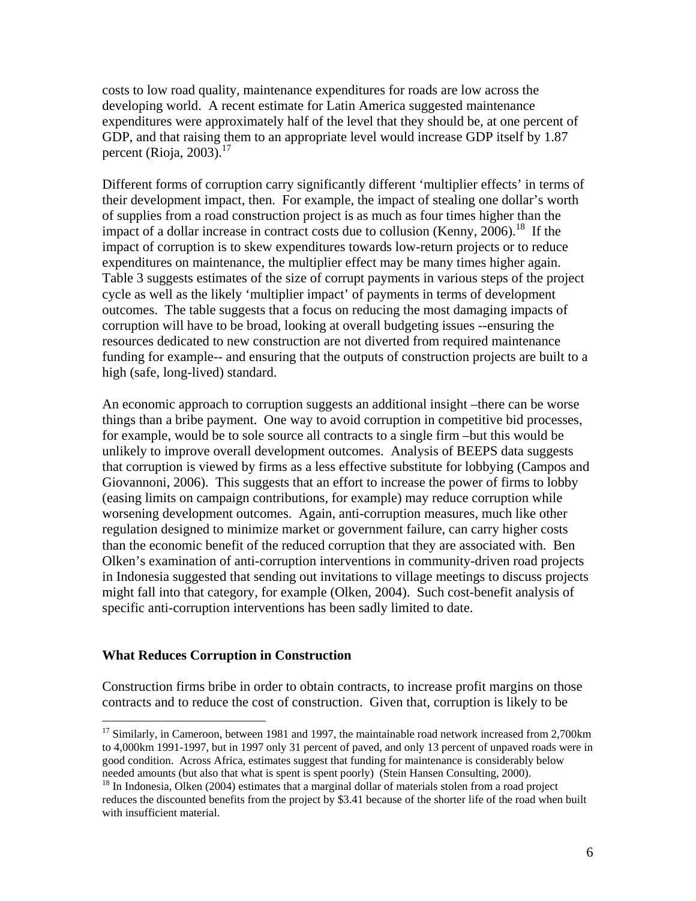costs to low road quality, maintenance expenditures for roads are low across the developing world. A recent estimate for Latin America suggested maintenance expenditures were approximately half of the level that they should be, at one percent of GDP, and that raising them to an appropriate level would increase GDP itself by 1.87 percent (Rioja, 2003).[17]

Different forms of corruption carry significantly different 'multiplier effects' in terms of their development impact, then. For example, the impact of stealing one dollar's worth of supplies from a road construction project is as much as four times higher than the impact of a dollar increase in contract costs due to collusion (Kenny, 2006).[18] If the impact of corruption is to skew expenditures towards low-return projects or to reduce expenditures on maintenance, the multiplier effect may be many times higher again. Table 3 suggests estimates of the size of corrupt payments in various steps of the project cycle as well as the likely 'multiplier impact' of payments in terms of development outcomes. The table suggests that a focus on reducing the most damaging impacts of corruption will have to be broad, looking at overall budgeting issues --ensuring the resources dedicated to new construction are not diverted from required maintenance funding for example-- and ensuring that the outputs of construction projects are built to a high (safe, long-lived) standard.

An economic approach to corruption suggests an additional insight –there can be worse things than a bribe payment. One way to avoid corruption in competitive bid processes, for example, would be to sole source all contracts to a single firm –but this would be unlikely to improve overall development outcomes. Analysis of BEEPS data suggests that corruption is viewed by firms as a less effective substitute for lobbying (Campos and Giovannoni, 2006). This suggests that an effort to increase the power of firms to lobby (easing limits on campaign contributions, for example) may reduce corruption while worsening development outcomes. Again, anti-corruption measures, much like other regulation designed to minimize market or government failure, can carry higher costs than the economic benefit of the reduced corruption that they are associated with. Ben Olken's examination of anti-corruption interventions in community-driven road projects in Indonesia suggested that sending out invitations to village meetings to discuss projects might fall into that category, for example (Olken, 2004). Such cost-benefit analysis of specific anti-corruption interventions has been sadly limited to date.

## What Reduces Corruption in Construction

Construction firms bribe in order to obtain contracts, to increase profit margins on those contracts and to reduce the cost of construction. Given that, corruption is likely to be

---

[17] Similarly, in Cameroon, between 1981 and 1997, the maintainable road network increased from 2,700km to 4,000km 1991-1997, but in 1997 only 31 percent of paved, and only 13 percent of unpaved roads were in good condition. Across Africa, estimates suggest that funding for maintenance is considerably below needed amounts (but also that what is spent is spent poorly) (Stein Hansen Consulting, 2000).

[18] In Indonesia, Olken (2004) estimates that a marginal dollar of materials stolen from a road project reduces the discounted benefits from the project by \$3.41 because of the shorter life of the road when built with insufficient material.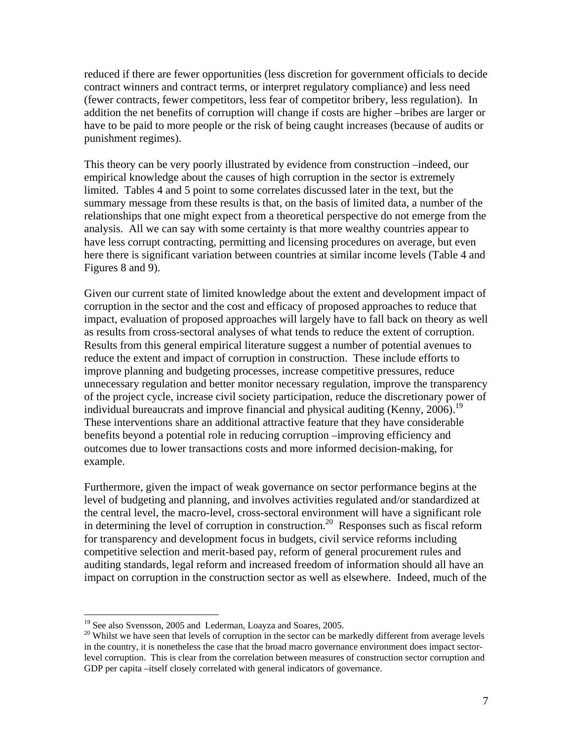reduced if there are fewer opportunities (less discretion for government officials to decide contract winners and contract terms, or interpret regulatory compliance) and less need (fewer contracts, fewer competitors, less fear of competitor bribery, less regulation). In addition the net benefits of corruption will change if costs are higher –bribes are larger or have to be paid to more people or the risk of being caught increases (because of audits or punishment regimes).

This theory can be very poorly illustrated by evidence from construction –indeed, our empirical knowledge about the causes of high corruption in the sector is extremely limited. Tables 4 and 5 point to some correlates discussed later in the text, but the summary message from these results is that, on the basis of limited data, a number of the relationships that one might expect from a theoretical perspective do not emerge from the analysis. All we can say with some certainty is that more wealthy countries appear to have less corrupt contracting, permitting and licensing procedures on average, but even here there is significant variation between countries at similar income levels (Table 4 and Figures 8 and 9).

Given our current state of limited knowledge about the extent and development impact of corruption in the sector and the cost and efficacy of proposed approaches to reduce that impact, evaluation of proposed approaches will largely have to fall back on theory as well as results from cross-sectoral analyses of what tends to reduce the extent of corruption. Results from this general empirical literature suggest a number of potential avenues to reduce the extent and impact of corruption in construction. These include efforts to improve planning and budgeting processes, increase competitive pressures, reduce unnecessary regulation and better monitor necessary regulation, improve the transparency of the project cycle, increase civil society participation, reduce the discretionary power of individual bureaucrats and improve financial and physical auditing (Kenny, 2006).[19] These interventions share an additional attractive feature that they have considerable benefits beyond a potential role in reducing corruption –improving efficiency and outcomes due to lower transactions costs and more informed decision-making, for example.

Furthermore, given the impact of weak governance on sector performance begins at the level of budgeting and planning, and involves activities regulated and/or standardized at the central level, the macro-level, cross-sectoral environment will have a significant role in determining the level of corruption in construction.[20] Responses such as fiscal reform for transparency and development focus in budgets, civil service reforms including competitive selection and merit-based pay, reform of general procurement rules and auditing standards, legal reform and increased freedom of information should all have an impact on corruption in the construction sector as well as elsewhere. Indeed, much of the

[19] See also Svensson, 2005 and Lederman, Loayza and Soares, 2005.

[20] Whilst we have seen that levels of corruption in the sector can be markedly different from average levels in the country, it is nonetheless the case that the broad macro governance environment does impact sector-level corruption. This is clear from the correlation between measures of construction sector corruption and GDP per capita –itself closely correlated with general indicators of governance.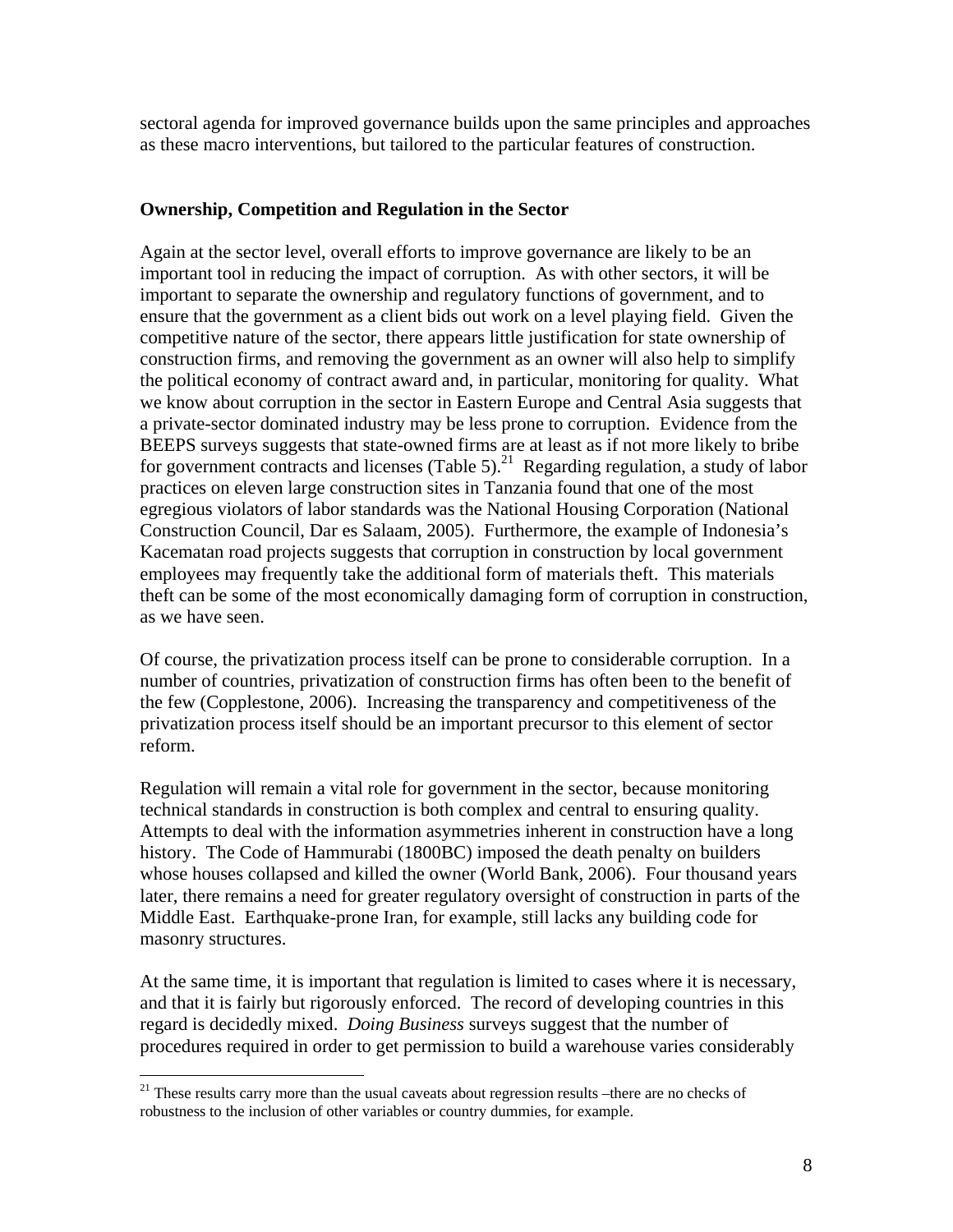sectoral agenda for improved governance builds upon the same principles and approaches as these macro interventions, but tailored to the particular features of construction.

### Ownership, Competition and Regulation in the Sector

Again at the sector level, overall efforts to improve governance are likely to be an important tool in reducing the impact of corruption. As with other sectors, it will be important to separate the ownership and regulatory functions of government, and to ensure that the government as a client bids out work on a level playing field. Given the competitive nature of the sector, there appears little justification for state ownership of construction firms, and removing the government as an owner will also help to simplify the political economy of contract award and, in particular, monitoring for quality. What we know about corruption in the sector in Eastern Europe and Central Asia suggests that a private-sector dominated industry may be less prone to corruption. Evidence from the BEEPS surveys suggests that state-owned firms are at least as if not more likely to bribe for government contracts and licenses (Table 5).[21] Regarding regulation, a study of labor practices on eleven large construction sites in Tanzania found that one of the most egregious violators of labor standards was the National Housing Corporation (National Construction Council, Dar es Salaam, 2005). Furthermore, the example of Indonesia's Kacematan road projects suggests that corruption in construction by local government employees may frequently take the additional form of materials theft. This materials theft can be some of the most economically damaging form of corruption in construction, as we have seen.

Of course, the privatization process itself can be prone to considerable corruption. In a number of countries, privatization of construction firms has often been to the benefit of the few (Copplestone, 2006). Increasing the transparency and competitiveness of the privatization process itself should be an important precursor to this element of sector reform.

Regulation will remain a vital role for government in the sector, because monitoring technical standards in construction is both complex and central to ensuring quality. Attempts to deal with the information asymmetries inherent in construction have a long history. The Code of Hammurabi (1800BC) imposed the death penalty on builders whose houses collapsed and killed the owner (World Bank, 2006). Four thousand years later, there remains a need for greater regulatory oversight of construction in parts of the Middle East. Earthquake-prone Iran, for example, still lacks any building code for masonry structures.

At the same time, it is important that regulation is limited to cases where it is necessary, and that it is fairly but rigorously enforced. The record of developing countries in this regard is decidedly mixed. *Doing Business* surveys suggest that the number of procedures required in order to get permission to build a warehouse varies considerably

---

[21] These results carry more than the usual caveats about regression results –there are no checks of robustness to the inclusion of other variables or country dummies, for example.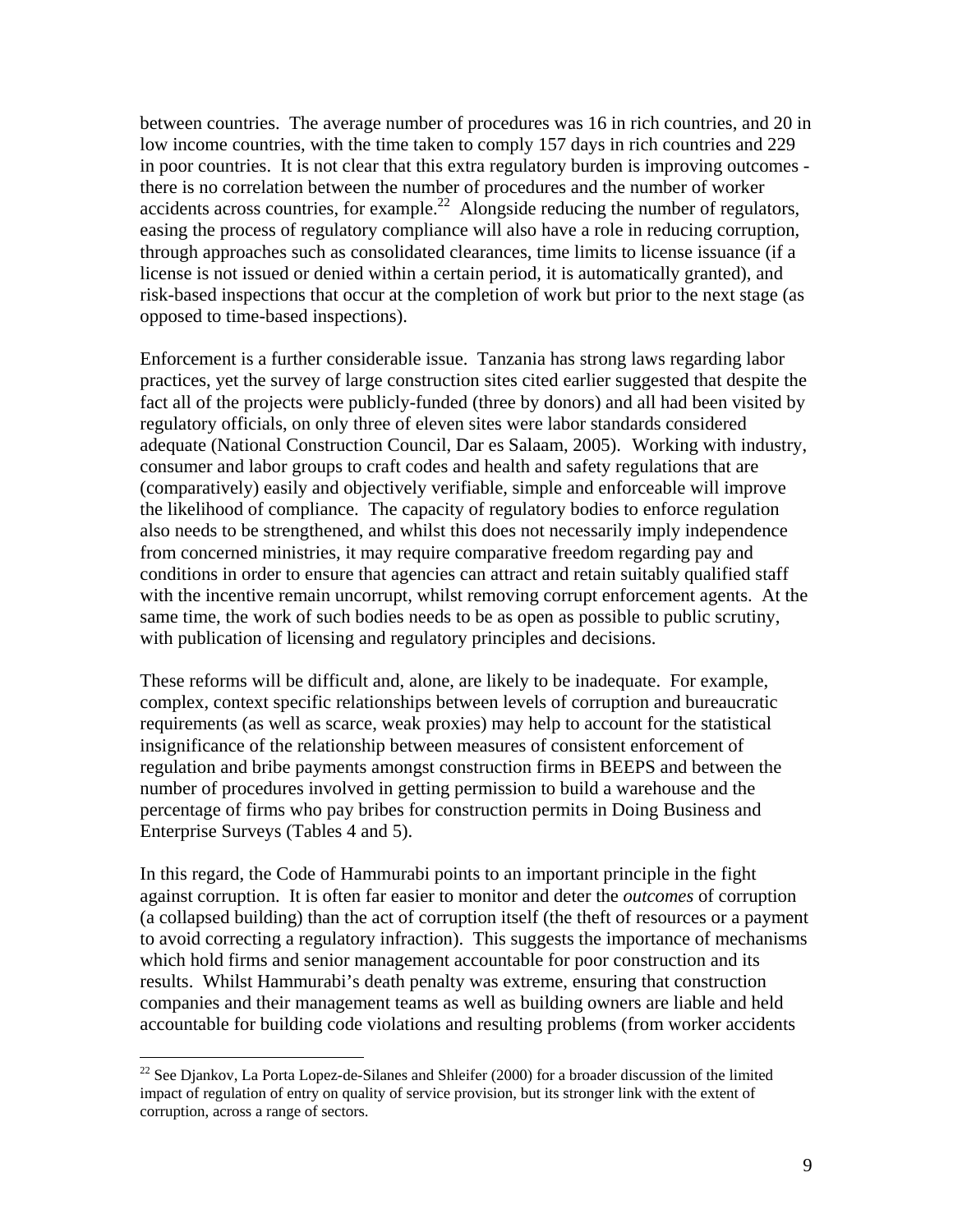between countries. The average number of procedures was 16 in rich countries, and 20 in low income countries, with the time taken to comply 157 days in rich countries and 229 in poor countries. It is not clear that this extra regulatory burden is improving outcomes - there is no correlation between the number of procedures and the number of worker accidents across countries, for example.[22] Alongside reducing the number of regulators, easing the process of regulatory compliance will also have a role in reducing corruption, through approaches such as consolidated clearances, time limits to license issuance (if a license is not issued or denied within a certain period, it is automatically granted), and risk-based inspections that occur at the completion of work but prior to the next stage (as opposed to time-based inspections).

Enforcement is a further considerable issue. Tanzania has strong laws regarding labor practices, yet the survey of large construction sites cited earlier suggested that despite the fact all of the projects were publicly-funded (three by donors) and all had been visited by regulatory officials, on only three of eleven sites were labor standards considered adequate (National Construction Council, Dar es Salaam, 2005). Working with industry, consumer and labor groups to craft codes and health and safety regulations that are (comparatively) easily and objectively verifiable, simple and enforceable will improve the likelihood of compliance. The capacity of regulatory bodies to enforce regulation also needs to be strengthened, and whilst this does not necessarily imply independence from concerned ministries, it may require comparative freedom regarding pay and conditions in order to ensure that agencies can attract and retain suitably qualified staff with the incentive remain uncorrupt, whilst removing corrupt enforcement agents. At the same time, the work of such bodies needs to be as open as possible to public scrutiny, with publication of licensing and regulatory principles and decisions.

These reforms will be difficult and, alone, are likely to be inadequate. For example, complex, context specific relationships between levels of corruption and bureaucratic requirements (as well as scarce, weak proxies) may help to account for the statistical insignificance of the relationship between measures of consistent enforcement of regulation and bribe payments amongst construction firms in BEEPS and between the number of procedures involved in getting permission to build a warehouse and the percentage of firms who pay bribes for construction permits in Doing Business and Enterprise Surveys (Tables 4 and 5).

In this regard, the Code of Hammurabi points to an important principle in the fight against corruption. It is often far easier to monitor and deter the *outcomes* of corruption (a collapsed building) than the act of corruption itself (the theft of resources or a payment to avoid correcting a regulatory infraction). This suggests the importance of mechanisms which hold firms and senior management accountable for poor construction and its results. Whilst Hammurabi's death penalty was extreme, ensuring that construction companies and their management teams as well as building owners are liable and held accountable for building code violations and resulting problems (from worker accidents

[22] See Djankov, La Porta Lopez-de-Silanes and Shleifer (2000) for a broader discussion of the limited impact of regulation of entry on quality of service provision, but its stronger link with the extent of corruption, across a range of sectors.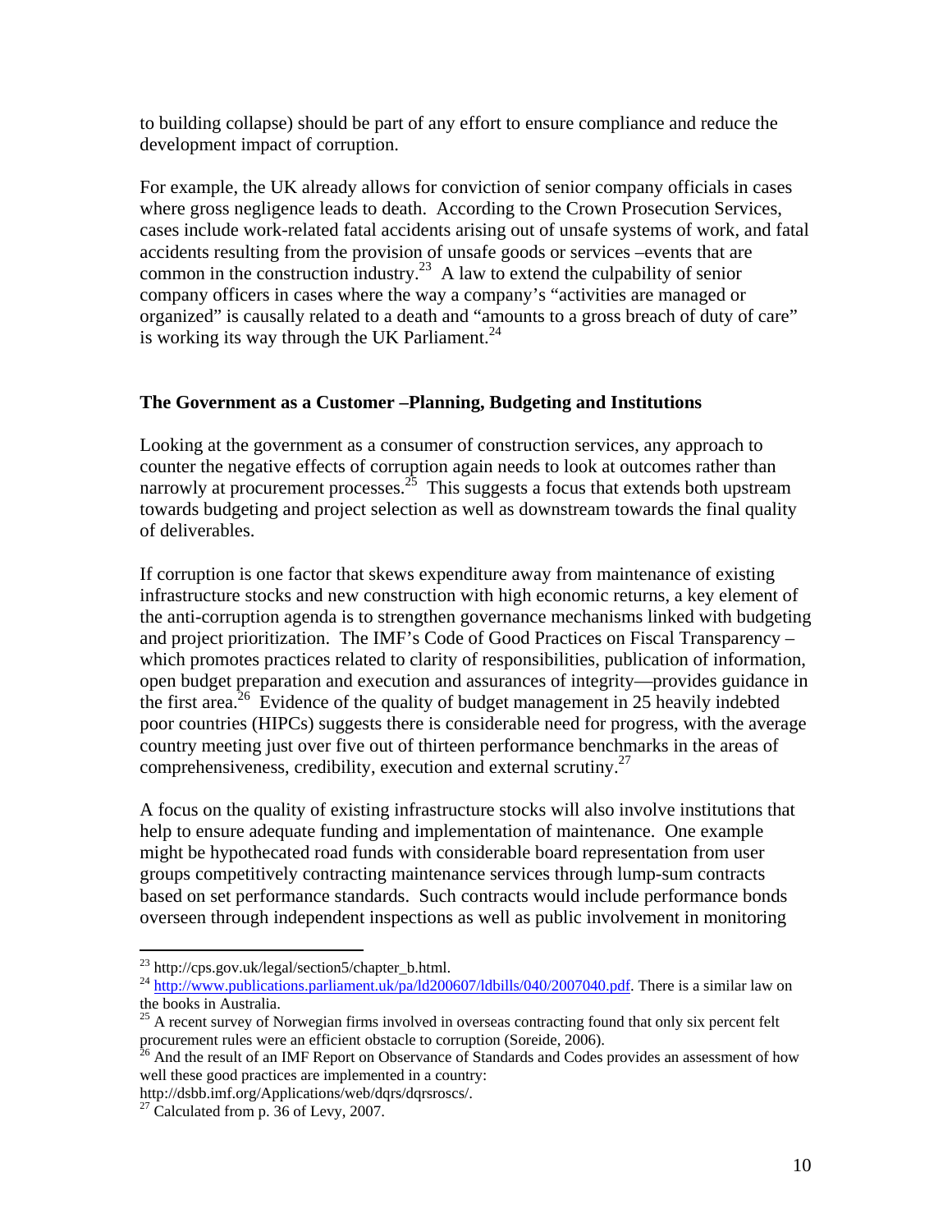to building collapse) should be part of any effort to ensure compliance and reduce the development impact of corruption.

For example, the UK already allows for conviction of senior company officials in cases where gross negligence leads to death. According to the Crown Prosecution Services, cases include work-related fatal accidents arising out of unsafe systems of work, and fatal accidents resulting from the provision of unsafe goods or services –events that are common in the construction industry.[23] A law to extend the culpability of senior company officers in cases where the way a company's "activities are managed or organized" is causally related to a death and "amounts to a gross breach of duty of care" is working its way through the UK Parliament.[24]

### The Government as a Customer –Planning, Budgeting and Institutions

Looking at the government as a consumer of construction services, any approach to counter the negative effects of corruption again needs to look at outcomes rather than narrowly at procurement processes.[25] This suggests a focus that extends both upstream towards budgeting and project selection as well as downstream towards the final quality of deliverables.

If corruption is one factor that skews expenditure away from maintenance of existing infrastructure stocks and new construction with high economic returns, a key element of the anti-corruption agenda is to strengthen governance mechanisms linked with budgeting and project prioritization. The IMF's Code of Good Practices on Fiscal Transparency – which promotes practices related to clarity of responsibilities, publication of information, open budget preparation and execution and assurances of integrity—provides guidance in the first area.[26] Evidence of the quality of budget management in 25 heavily indebted poor countries (HIPCs) suggests there is considerable need for progress, with the average country meeting just over five out of thirteen performance benchmarks in the areas of comprehensiveness, credibility, execution and external scrutiny.[27]

A focus on the quality of existing infrastructure stocks will also involve institutions that help to ensure adequate funding and implementation of maintenance. One example might be hypothecated road funds with considerable board representation from user groups competitively contracting maintenance services through lump-sum contracts based on set performance standards. Such contracts would include performance bonds overseen through independent inspections as well as public involvement in monitoring

---

[23] http://cps.gov.uk/legal/section5/chapter_b.html.

[24] http://www.publications.parliament.uk/pa/ld200607/ldbills/040/2007040.pdf. There is a similar law on the books in Australia.

[25] A recent survey of Norwegian firms involved in overseas contracting found that only six percent felt procurement rules were an efficient obstacle to corruption (Soreide, 2006).

[26] And the result of an IMF Report on Observance of Standards and Codes provides an assessment of how well these good practices are implemented in a country: http://dsbb.imf.org/Applications/web/dqrs/dqrsroscs/.

[27] Calculated from p. 36 of Levy, 2007.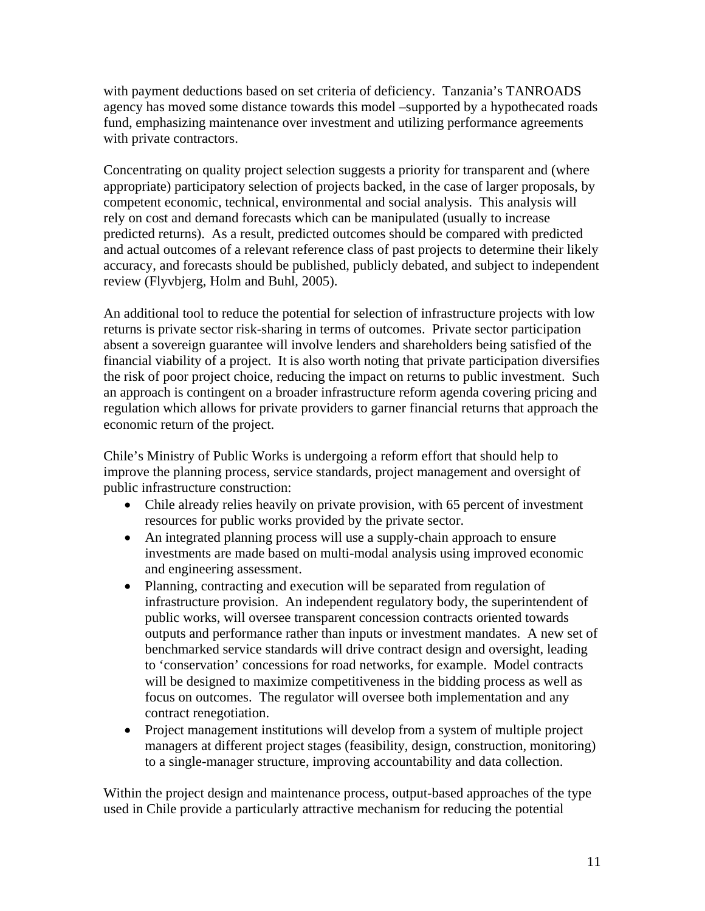with payment deductions based on set criteria of deficiency. Tanzania's TANROADS agency has moved some distance towards this model –supported by a hypothecated roads fund, emphasizing maintenance over investment and utilizing performance agreements with private contractors.

Concentrating on quality project selection suggests a priority for transparent and (where appropriate) participatory selection of projects backed, in the case of larger proposals, by competent economic, technical, environmental and social analysis. This analysis will rely on cost and demand forecasts which can be manipulated (usually to increase predicted returns). As a result, predicted outcomes should be compared with predicted and actual outcomes of a relevant reference class of past projects to determine their likely accuracy, and forecasts should be published, publicly debated, and subject to independent review (Flyvbjerg, Holm and Buhl, 2005).

An additional tool to reduce the potential for selection of infrastructure projects with low returns is private sector risk-sharing in terms of outcomes. Private sector participation absent a sovereign guarantee will involve lenders and shareholders being satisfied of the financial viability of a project. It is also worth noting that private participation diversifies the risk of poor project choice, reducing the impact on returns to public investment. Such an approach is contingent on a broader infrastructure reform agenda covering pricing and regulation which allows for private providers to garner financial returns that approach the economic return of the project.

Chile's Ministry of Public Works is undergoing a reform effort that should help to improve the planning process, service standards, project management and oversight of public infrastructure construction:

- Chile already relies heavily on private provision, with 65 percent of investment resources for public works provided by the private sector.
- An integrated planning process will use a supply-chain approach to ensure investments are made based on multi-modal analysis using improved economic and engineering assessment.
- Planning, contracting and execution will be separated from regulation of infrastructure provision. An independent regulatory body, the superintendent of public works, will oversee transparent concession contracts oriented towards outputs and performance rather than inputs or investment mandates. A new set of benchmarked service standards will drive contract design and oversight, leading to 'conservation' concessions for road networks, for example. Model contracts will be designed to maximize competitiveness in the bidding process as well as focus on outcomes. The regulator will oversee both implementation and any contract renegotiation.
- Project management institutions will develop from a system of multiple project managers at different project stages (feasibility, design, construction, monitoring) to a single-manager structure, improving accountability and data collection.

Within the project design and maintenance process, output-based approaches of the type used in Chile provide a particularly attractive mechanism for reducing the potential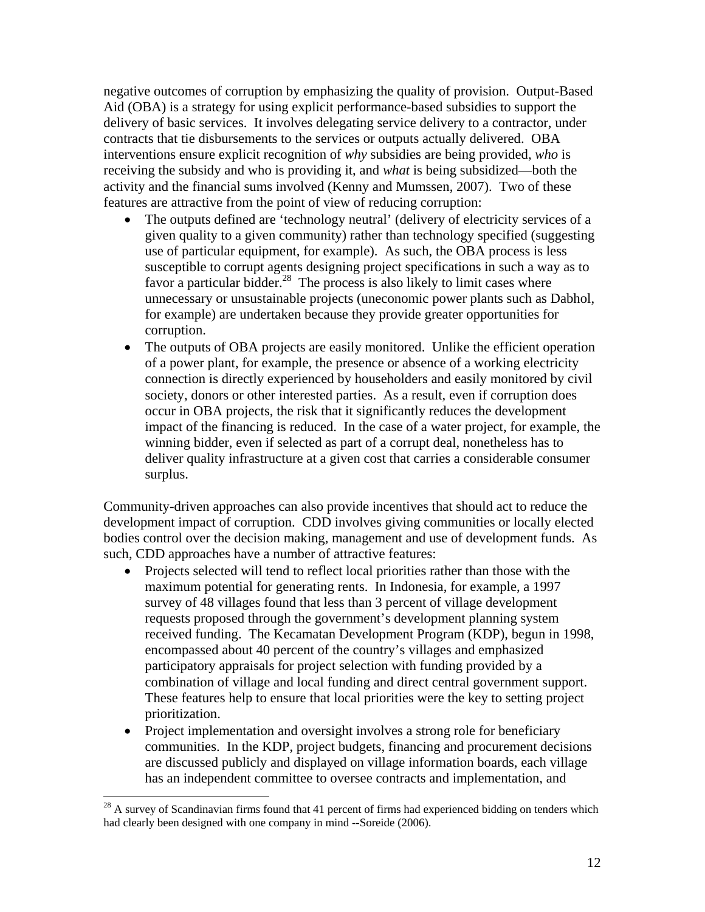negative outcomes of corruption by emphasizing the quality of provision. Output-Based Aid (OBA) is a strategy for using explicit performance-based subsidies to support the delivery of basic services. It involves delegating service delivery to a contractor, under contracts that tie disbursements to the services or outputs actually delivered. OBA interventions ensure explicit recognition of *why* subsidies are being provided, *who* is receiving the subsidy and who is providing it, and *what* is being subsidized—both the activity and the financial sums involved (Kenny and Mumssen, 2007). Two of these features are attractive from the point of view of reducing corruption:

- The outputs defined are 'technology neutral' (delivery of electricity services of a given quality to a given community) rather than technology specified (suggesting use of particular equipment, for example). As such, the OBA process is less susceptible to corrupt agents designing project specifications in such a way as to favor a particular bidder.[28] The process is also likely to limit cases where unnecessary or unsustainable projects (uneconomic power plants such as Dabhol, for example) are undertaken because they provide greater opportunities for corruption.
- The outputs of OBA projects are easily monitored. Unlike the efficient operation of a power plant, for example, the presence or absence of a working electricity connection is directly experienced by householders and easily monitored by civil society, donors or other interested parties. As a result, even if corruption does occur in OBA projects, the risk that it significantly reduces the development impact of the financing is reduced. In the case of a water project, for example, the winning bidder, even if selected as part of a corrupt deal, nonetheless has to deliver quality infrastructure at a given cost that carries a considerable consumer surplus.

Community-driven approaches can also provide incentives that should act to reduce the development impact of corruption. CDD involves giving communities or locally elected bodies control over the decision making, management and use of development funds. As such, CDD approaches have a number of attractive features:

- Projects selected will tend to reflect local priorities rather than those with the maximum potential for generating rents. In Indonesia, for example, a 1997 survey of 48 villages found that less than 3 percent of village development requests proposed through the government's development planning system received funding. The Kecamatan Development Program (KDP), begun in 1998, encompassed about 40 percent of the country's villages and emphasized participatory appraisals for project selection with funding provided by a combination of village and local funding and direct central government support. These features help to ensure that local priorities were the key to setting project prioritization.
- Project implementation and oversight involves a strong role for beneficiary communities. In the KDP, project budgets, financing and procurement decisions are discussed publicly and displayed on village information boards, each village has an independent committee to oversee contracts and implementation, and

[28] A survey of Scandinavian firms found that 41 percent of firms had experienced bidding on tenders which had clearly been designed with one company in mind --Soreide (2006).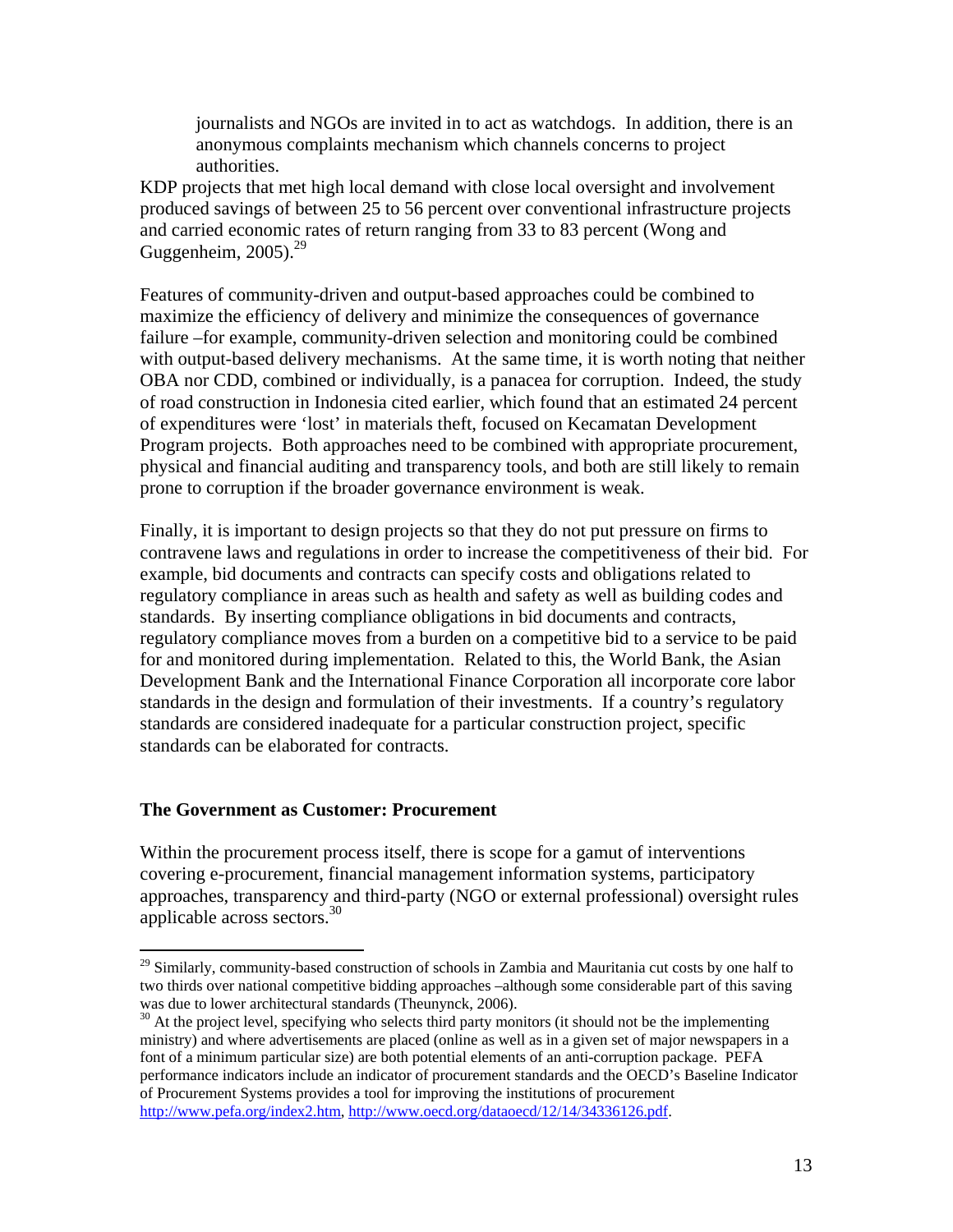> journalists and NGOs are invited in to act as watchdogs. In addition, there is an anonymous complaints mechanism which channels concerns to project authorities.

KDP projects that met high local demand with close local oversight and involvement produced savings of between 25 to 56 percent over conventional infrastructure projects and carried economic rates of return ranging from 33 to 83 percent (Wong and Guggenheim, 2005).[29]

Features of community-driven and output-based approaches could be combined to maximize the efficiency of delivery and minimize the consequences of governance failure –for example, community-driven selection and monitoring could be combined with output-based delivery mechanisms. At the same time, it is worth noting that neither OBA nor CDD, combined or individually, is a panacea for corruption. Indeed, the study of road construction in Indonesia cited earlier, which found that an estimated 24 percent of expenditures were 'lost' in materials theft, focused on Kecamatan Development Program projects. Both approaches need to be combined with appropriate procurement, physical and financial auditing and transparency tools, and both are still likely to remain prone to corruption if the broader governance environment is weak.

Finally, it is important to design projects so that they do not put pressure on firms to contravene laws and regulations in order to increase the competitiveness of their bid. For example, bid documents and contracts can specify costs and obligations related to regulatory compliance in areas such as health and safety as well as building codes and standards. By inserting compliance obligations in bid documents and contracts, regulatory compliance moves from a burden on a competitive bid to a service to be paid for and monitored during implementation. Related to this, the World Bank, the Asian Development Bank and the International Finance Corporation all incorporate core labor standards in the design and formulation of their investments. If a country's regulatory standards are considered inadequate for a particular construction project, specific standards can be elaborated for contracts.

### The Government as Customer: Procurement

Within the procurement process itself, there is scope for a gamut of interventions covering e-procurement, financial management information systems, participatory approaches, transparency and third-party (NGO or external professional) oversight rules applicable across sectors.[30]

---

[29] Similarly, community-based construction of schools in Zambia and Mauritania cut costs by one half to two thirds over national competitive bidding approaches –although some considerable part of this saving was due to lower architectural standards (Theunynck, 2006).

[30] At the project level, specifying who selects third party monitors (it should not be the implementing ministry) and where advertisements are placed (online as well as in a given set of major newspapers in a font of a minimum particular size) are both potential elements of an anti-corruption package. PEFA performance indicators include an indicator of procurement standards and the OECD's Baseline Indicator of Procurement Systems provides a tool for improving the institutions of procurement http://www.pefa.org/index2.htm, http://www.oecd.org/dataoecd/12/14/34336126.pdf.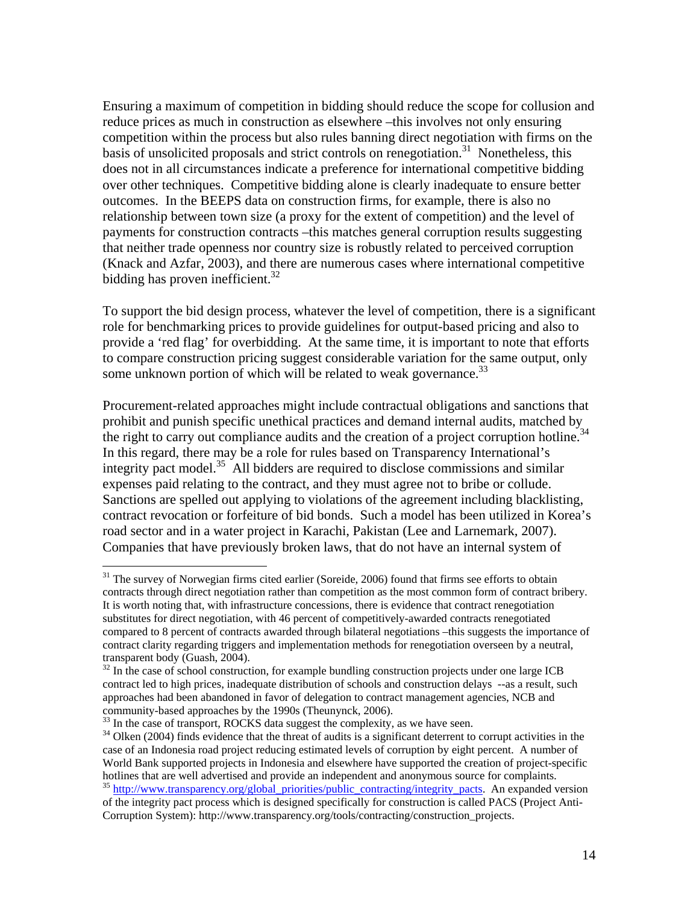Ensuring a maximum of competition in bidding should reduce the scope for collusion and reduce prices as much in construction as elsewhere –this involves not only ensuring competition within the process but also rules banning direct negotiation with firms on the basis of unsolicited proposals and strict controls on renegotiation.[31] Nonetheless, this does not in all circumstances indicate a preference for international competitive bidding over other techniques. Competitive bidding alone is clearly inadequate to ensure better outcomes. In the BEEPS data on construction firms, for example, there is also no relationship between town size (a proxy for the extent of competition) and the level of payments for construction contracts –this matches general corruption results suggesting that neither trade openness nor country size is robustly related to perceived corruption (Knack and Azfar, 2003), and there are numerous cases where international competitive bidding has proven inefficient.[32]

To support the bid design process, whatever the level of competition, there is a significant role for benchmarking prices to provide guidelines for output-based pricing and also to provide a 'red flag' for overbidding. At the same time, it is important to note that efforts to compare construction pricing suggest considerable variation for the same output, only some unknown portion of which will be related to weak governance.[33]

Procurement-related approaches might include contractual obligations and sanctions that prohibit and punish specific unethical practices and demand internal audits, matched by the right to carry out compliance audits and the creation of a project corruption hotline.[34] In this regard, there may be a role for rules based on Transparency International's integrity pact model.[35] All bidders are required to disclose commissions and similar expenses paid relating to the contract, and they must agree not to bribe or collude. Sanctions are spelled out applying to violations of the agreement including blacklisting, contract revocation or forfeiture of bid bonds. Such a model has been utilized in Korea's road sector and in a water project in Karachi, Pakistan (Lee and Larnemark, 2007). Companies that have previously broken laws, that do not have an internal system of

---

[31] The survey of Norwegian firms cited earlier (Soreide, 2006) found that firms see efforts to obtain contracts through direct negotiation rather than competition as the most common form of contract bribery. It is worth noting that, with infrastructure concessions, there is evidence that contract renegotiation substitutes for direct negotiation, with 46 percent of competitively-awarded contracts renegotiated compared to 8 percent of contracts awarded through bilateral negotiations –this suggests the importance of contract clarity regarding triggers and implementation methods for renegotiation overseen by a neutral, transparent body (Guash, 2004).

[32] In the case of school construction, for example bundling construction projects under one large ICB contract led to high prices, inadequate distribution of schools and construction delays --as a result, such approaches had been abandoned in favor of delegation to contract management agencies, NCB and community-based approaches by the 1990s (Theunynck, 2006).

[33] In the case of transport, ROCKS data suggest the complexity, as we have seen.

[34] Olken (2004) finds evidence that the threat of audits is a significant deterrent to corrupt activities in the case of an Indonesia road project reducing estimated levels of corruption by eight percent. A number of World Bank supported projects in Indonesia and elsewhere have supported the creation of project-specific hotlines that are well advertised and provide an independent and anonymous source for complaints.

[35] http://www.transparency.org/global_priorities/public_contracting/integrity_pacts. An expanded version of the integrity pact process which is designed specifically for construction is called PACS (Project Anti-Corruption System): http://www.transparency.org/tools/contracting/construction_projects.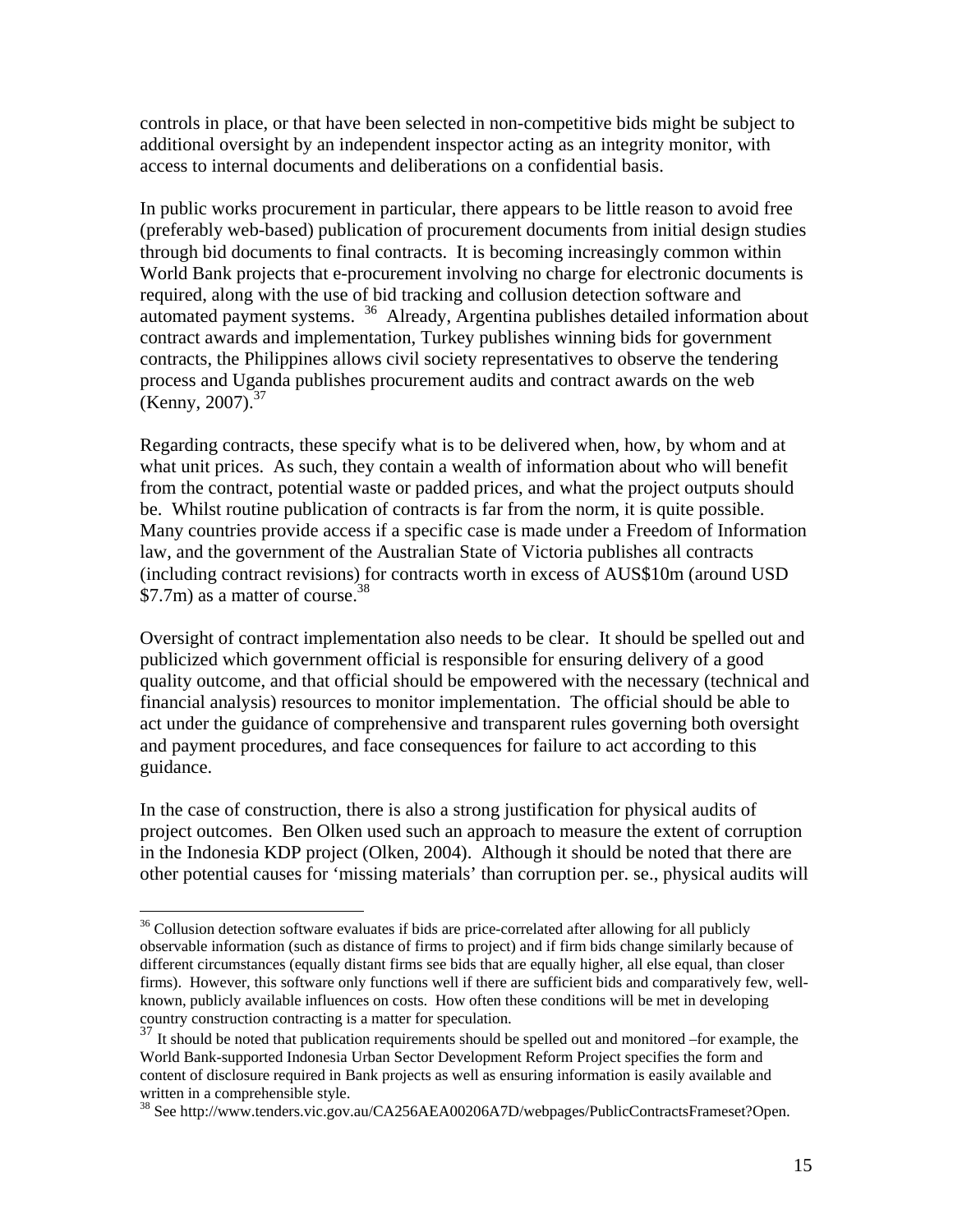controls in place, or that have been selected in non-competitive bids might be subject to additional oversight by an independent inspector acting as an integrity monitor, with access to internal documents and deliberations on a confidential basis.

In public works procurement in particular, there appears to be little reason to avoid free (preferably web-based) publication of procurement documents from initial design studies through bid documents to final contracts. It is becoming increasingly common within World Bank projects that e-procurement involving no charge for electronic documents is required, along with the use of bid tracking and collusion detection software and automated payment systems. [36] Already, Argentina publishes detailed information about contract awards and implementation, Turkey publishes winning bids for government contracts, the Philippines allows civil society representatives to observe the tendering process and Uganda publishes procurement audits and contract awards on the web (Kenny, 2007).[37]

Regarding contracts, these specify what is to be delivered when, how, by whom and at what unit prices. As such, they contain a wealth of information about who will benefit from the contract, potential waste or padded prices, and what the project outputs should be. Whilst routine publication of contracts is far from the norm, it is quite possible. Many countries provide access if a specific case is made under a Freedom of Information law, and the government of the Australian State of Victoria publishes all contracts (including contract revisions) for contracts worth in excess of AUS$10m (around USD $7.7m) as a matter of course.[38]

Oversight of contract implementation also needs to be clear. It should be spelled out and publicized which government official is responsible for ensuring delivery of a good quality outcome, and that official should be empowered with the necessary (technical and financial analysis) resources to monitor implementation. The official should be able to act under the guidance of comprehensive and transparent rules governing both oversight and payment procedures, and face consequences for failure to act according to this guidance.

In the case of construction, there is also a strong justification for physical audits of project outcomes. Ben Olken used such an approach to measure the extent of corruption in the Indonesia KDP project (Olken, 2004). Although it should be noted that there are other potential causes for 'missing materials' than corruption per. se., physical audits will

---

[36] Collusion detection software evaluates if bids are price-correlated after allowing for all publicly observable information (such as distance of firms to project) and if firm bids change similarly because of different circumstances (equally distant firms see bids that are equally higher, all else equal, than closer firms). However, this software only functions well if there are sufficient bids and comparatively few, well-known, publicly available influences on costs. How often these conditions will be met in developing country construction contracting is a matter for speculation.

[37] It should be noted that publication requirements should be spelled out and monitored –for example, the World Bank-supported Indonesia Urban Sector Development Reform Project specifies the form and content of disclosure required in Bank projects as well as ensuring information is easily available and written in a comprehensible style.

[38] See http://www.tenders.vic.gov.au/CA256AEA00206A7D/webpages/PublicContractsFrameset?Open.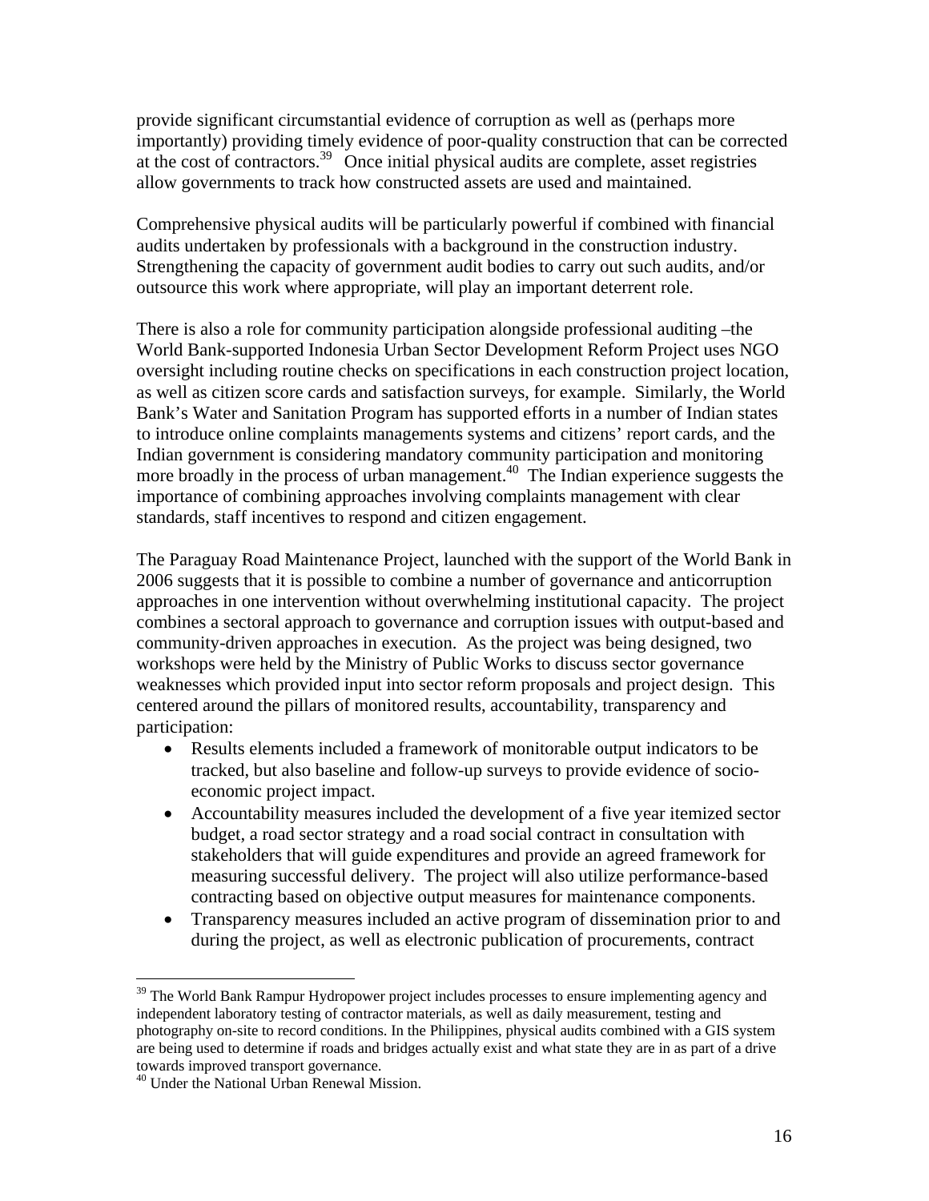provide significant circumstantial evidence of corruption as well as (perhaps more importantly) providing timely evidence of poor-quality construction that can be corrected at the cost of contractors.[39] Once initial physical audits are complete, asset registries allow governments to track how constructed assets are used and maintained.

Comprehensive physical audits will be particularly powerful if combined with financial audits undertaken by professionals with a background in the construction industry. Strengthening the capacity of government audit bodies to carry out such audits, and/or outsource this work where appropriate, will play an important deterrent role.

There is also a role for community participation alongside professional auditing –the World Bank-supported Indonesia Urban Sector Development Reform Project uses NGO oversight including routine checks on specifications in each construction project location, as well as citizen score cards and satisfaction surveys, for example. Similarly, the World Bank's Water and Sanitation Program has supported efforts in a number of Indian states to introduce online complaints managements systems and citizens' report cards, and the Indian government is considering mandatory community participation and monitoring more broadly in the process of urban management.[40] The Indian experience suggests the importance of combining approaches involving complaints management with clear standards, staff incentives to respond and citizen engagement.

The Paraguay Road Maintenance Project, launched with the support of the World Bank in 2006 suggests that it is possible to combine a number of governance and anticorruption approaches in one intervention without overwhelming institutional capacity. The project combines a sectoral approach to governance and corruption issues with output-based and community-driven approaches in execution. As the project was being designed, two workshops were held by the Ministry of Public Works to discuss sector governance weaknesses which provided input into sector reform proposals and project design. This centered around the pillars of monitored results, accountability, transparency and participation:

- Results elements included a framework of monitorable output indicators to be tracked, but also baseline and follow-up surveys to provide evidence of socio-economic project impact.
- Accountability measures included the development of a five year itemized sector budget, a road sector strategy and a road social contract in consultation with stakeholders that will guide expenditures and provide an agreed framework for measuring successful delivery. The project will also utilize performance-based contracting based on objective output measures for maintenance components.
- Transparency measures included an active program of dissemination prior to and during the project, as well as electronic publication of procurements, contract

[39] The World Bank Rampur Hydropower project includes processes to ensure implementing agency and independent laboratory testing of contractor materials, as well as daily measurement, testing and photography on-site to record conditions. In the Philippines, physical audits combined with a GIS system are being used to determine if roads and bridges actually exist and what state they are in as part of a drive towards improved transport governance.

[40] Under the National Urban Renewal Mission.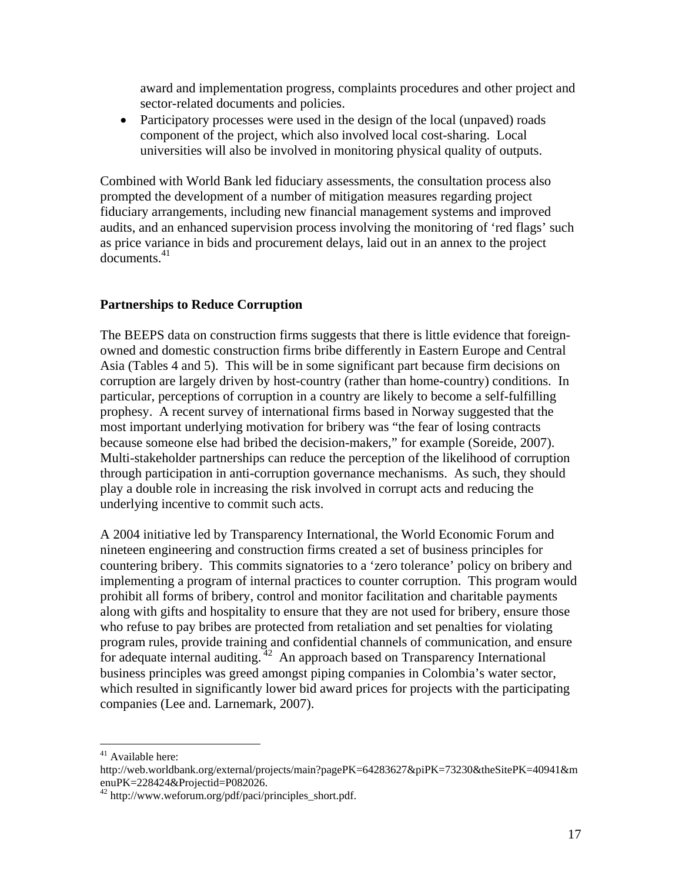award and implementation progress, complaints procedures and other project and sector-related documents and policies.

- Participatory processes were used in the design of the local (unpaved) roads component of the project, which also involved local cost-sharing. Local universities will also be involved in monitoring physical quality of outputs.

Combined with World Bank led fiduciary assessments, the consultation process also prompted the development of a number of mitigation measures regarding project fiduciary arrangements, including new financial management systems and improved audits, and an enhanced supervision process involving the monitoring of 'red flags' such as price variance in bids and procurement delays, laid out in an annex to the project documents.[41]

**Partnerships to Reduce Corruption**

The BEEPS data on construction firms suggests that there is little evidence that foreign-owned and domestic construction firms bribe differently in Eastern Europe and Central Asia (Tables 4 and 5). This will be in some significant part because firm decisions on corruption are largely driven by host-country (rather than home-country) conditions. In particular, perceptions of corruption in a country are likely to become a self-fulfilling prophesy. A recent survey of international firms based in Norway suggested that the most important underlying motivation for bribery was "the fear of losing contracts because someone else had bribed the decision-makers," for example (Soreide, 2007). Multi-stakeholder partnerships can reduce the perception of the likelihood of corruption through participation in anti-corruption governance mechanisms. As such, they should play a double role in increasing the risk involved in corrupt acts and reducing the underlying incentive to commit such acts.

A 2004 initiative led by Transparency International, the World Economic Forum and nineteen engineering and construction firms created a set of business principles for countering bribery. This commits signatories to a 'zero tolerance' policy on bribery and implementing a program of internal practices to counter corruption. This program would prohibit all forms of bribery, control and monitor facilitation and charitable payments along with gifts and hospitality to ensure that they are not used for bribery, ensure those who refuse to pay bribes are protected from retaliation and set penalties for violating program rules, provide training and confidential channels of communication, and ensure for adequate internal auditing.[42] An approach based on Transparency International business principles was greed amongst piping companies in Colombia's water sector, which resulted in significantly lower bid award prices for projects with the participating companies (Lee and. Larnemark, 2007).

---

[41] Available here: http://web.worldbank.org/external/projects/main?pagePK=64283627&piPK=73230&theSitePK=40941&menuPK=228424&Projectid=P082026.

[42] http://www.weforum.org/pdf/paci/principles_short.pdf.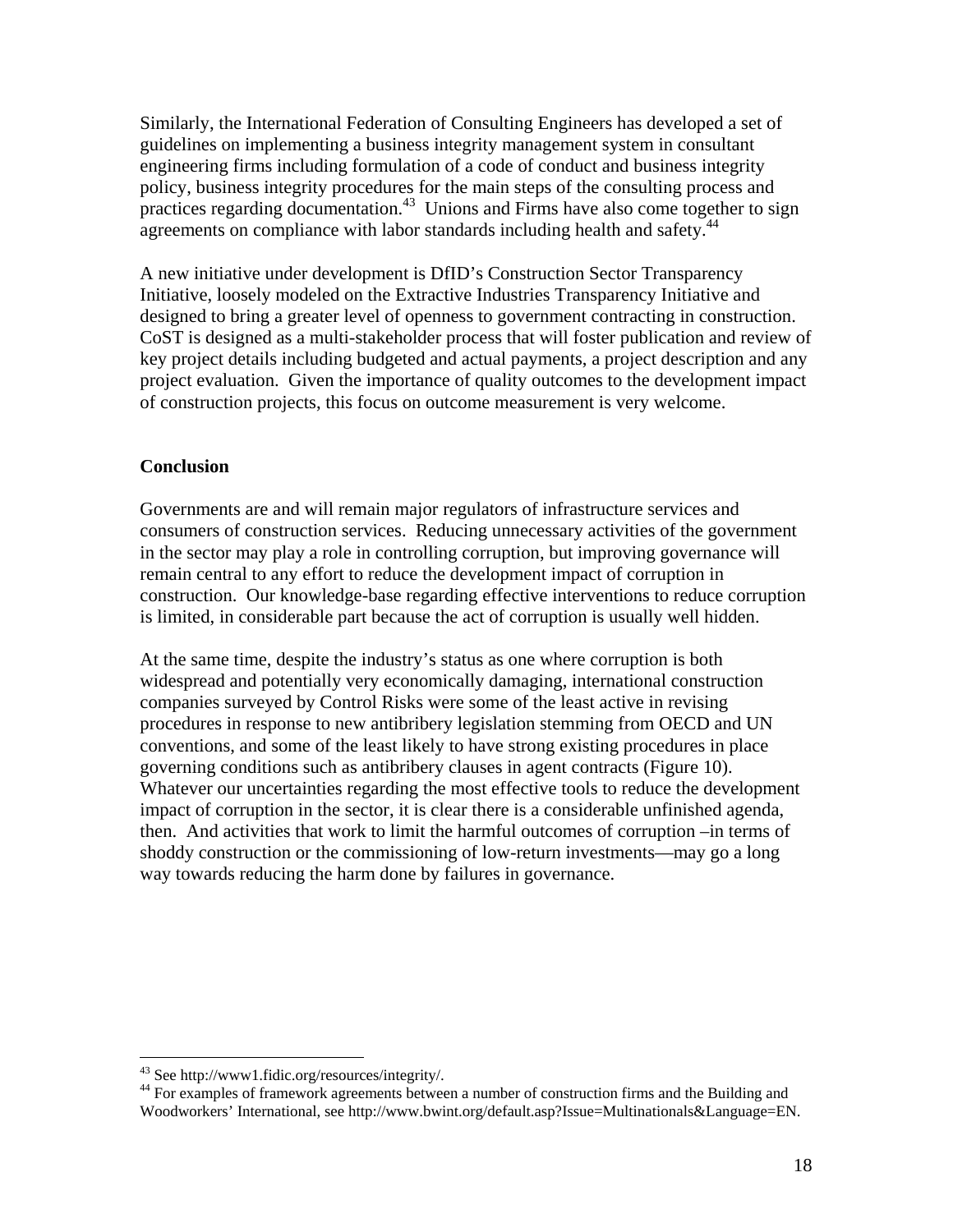Similarly, the International Federation of Consulting Engineers has developed a set of guidelines on implementing a business integrity management system in consultant engineering firms including formulation of a code of conduct and business integrity policy, business integrity procedures for the main steps of the consulting process and practices regarding documentation.[43] Unions and Firms have also come together to sign agreements on compliance with labor standards including health and safety.[44]

A new initiative under development is DfID's Construction Sector Transparency Initiative, loosely modeled on the Extractive Industries Transparency Initiative and designed to bring a greater level of openness to government contracting in construction. CoST is designed as a multi-stakeholder process that will foster publication and review of key project details including budgeted and actual payments, a project description and any project evaluation. Given the importance of quality outcomes to the development impact of construction projects, this focus on outcome measurement is very welcome.

**Conclusion**

Governments are and will remain major regulators of infrastructure services and consumers of construction services. Reducing unnecessary activities of the government in the sector may play a role in controlling corruption, but improving governance will remain central to any effort to reduce the development impact of corruption in construction. Our knowledge-base regarding effective interventions to reduce corruption is limited, in considerable part because the act of corruption is usually well hidden.

At the same time, despite the industry's status as one where corruption is both widespread and potentially very economically damaging, international construction companies surveyed by Control Risks were some of the least active in revising procedures in response to new antibribery legislation stemming from OECD and UN conventions, and some of the least likely to have strong existing procedures in place governing conditions such as antibribery clauses in agent contracts (Figure 10). Whatever our uncertainties regarding the most effective tools to reduce the development impact of corruption in the sector, it is clear there is a considerable unfinished agenda, then. And activities that work to limit the harmful outcomes of corruption –in terms of shoddy construction or the commissioning of low-return investments—may go a long way towards reducing the harm done by failures in governance.

---

[43] See http://www1.fidic.org/resources/integrity/.

[44] For examples of framework agreements between a number of construction firms and the Building and Woodworkers' International, see http://www.bwint.org/default.asp?Issue=Multinationals&Language=EN.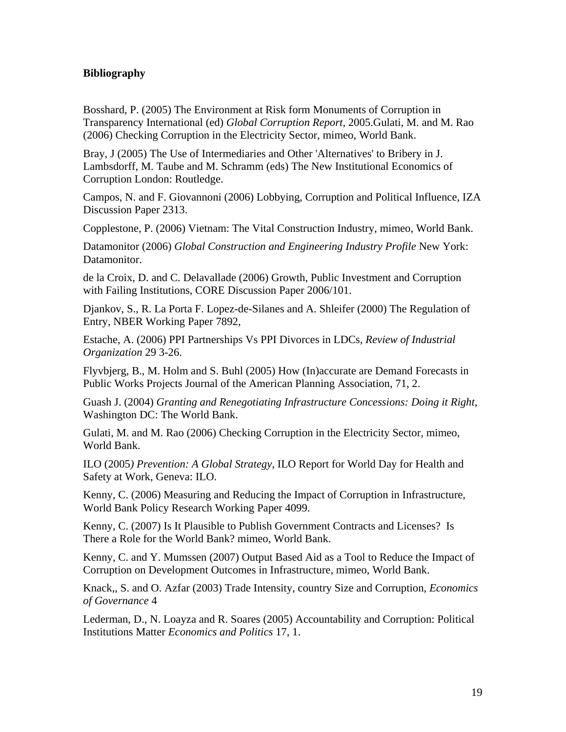**Bibliography**

Bosshard, P. (2005) The Environment at Risk form Monuments of Corruption in Transparency International (ed) *Global Corruption Report*, 2005.Gulati, M. and M. Rao (2006) Checking Corruption in the Electricity Sector, mimeo, World Bank.

Bray, J (2005) The Use of Intermediaries and Other 'Alternatives' to Bribery in J. Lambsdorff, M. Taube and M. Schramm (eds) The New Institutional Economics of Corruption London: Routledge.

Campos, N. and F. Giovannoni (2006) Lobbying, Corruption and Political Influence, IZA Discussion Paper 2313.

Copplestone, P. (2006) Vietnam: The Vital Construction Industry, mimeo, World Bank.

Datamonitor (2006) *Global Construction and Engineering Industry Profile* New York: Datamonitor.

de la Croix, D. and C. Delavallade (2006) Growth, Public Investment and Corruption with Failing Institutions, CORE Discussion Paper 2006/101.

Djankov, S., R. La Porta F. Lopez-de-Silanes and A. Shleifer (2000) The Regulation of Entry, NBER Working Paper 7892,

Estache, A. (2006) PPI Partnerships Vs PPI Divorces in LDCs, *Review of Industrial Organization* 29 3-26.

Flyvbjerg, B., M. Holm and S. Buhl (2005) How (In)accurate are Demand Forecasts in Public Works Projects Journal of the American Planning Association, 71, 2.

Guash J. (2004) *Granting and Renegotiating Infrastructure Concessions: Doing it Right*, Washington DC: The World Bank.

Gulati, M. and M. Rao (2006) Checking Corruption in the Electricity Sector, mimeo, World Bank.

ILO (2005*) Prevention: A Global Strategy*, ILO Report for World Day for Health and Safety at Work, Geneva: ILO.

Kenny, C. (2006) Measuring and Reducing the Impact of Corruption in Infrastructure, World Bank Policy Research Working Paper 4099.

Kenny, C. (2007) Is It Plausible to Publish Government Contracts and Licenses? Is There a Role for the World Bank? mimeo, World Bank.

Kenny, C. and Y. Mumssen (2007) Output Based Aid as a Tool to Reduce the Impact of Corruption on Development Outcomes in Infrastructure, mimeo, World Bank.

Knack,, S. and O. Azfar (2003) Trade Intensity, country Size and Corruption, *Economics of Governance* 4

Lederman, D., N. Loayza and R. Soares (2005) Accountability and Corruption: Political Institutions Matter *Economics and Politics* 17, 1.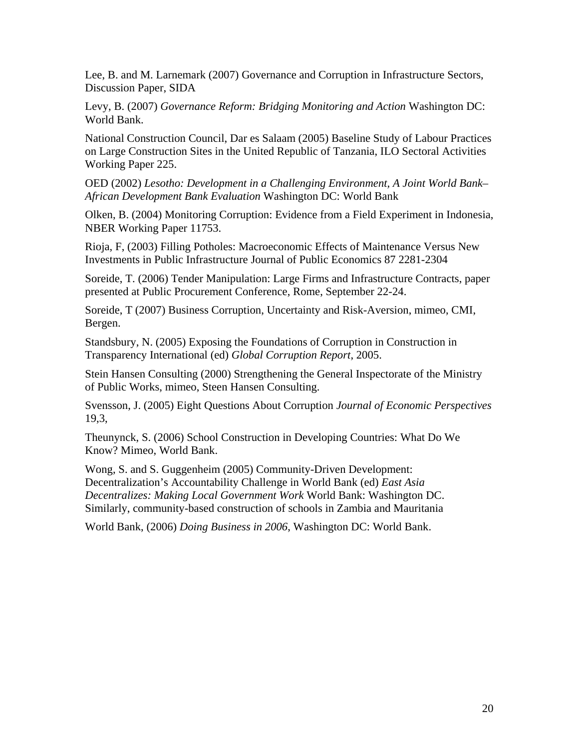Lee, B. and M. Larnemark (2007) Governance and Corruption in Infrastructure Sectors, Discussion Paper, SIDA

Levy, B. (2007) *Governance Reform: Bridging Monitoring and Action* Washington DC: World Bank.

National Construction Council, Dar es Salaam (2005) Baseline Study of Labour Practices on Large Construction Sites in the United Republic of Tanzania, ILO Sectoral Activities Working Paper 225.

OED (2002) *Lesotho: Development in a Challenging Environment, A Joint World Bank–African Development Bank Evaluation* Washington DC: World Bank

Olken, B. (2004) Monitoring Corruption: Evidence from a Field Experiment in Indonesia, NBER Working Paper 11753.

Rioja, F, (2003) Filling Potholes: Macroeconomic Effects of Maintenance Versus New Investments in Public Infrastructure Journal of Public Economics 87 2281-2304

Soreide, T. (2006) Tender Manipulation: Large Firms and Infrastructure Contracts, paper presented at Public Procurement Conference, Rome, September 22-24.

Soreide, T (2007) Business Corruption, Uncertainty and Risk-Aversion, mimeo, CMI, Bergen.

Standsbury, N. (2005) Exposing the Foundations of Corruption in Construction in Transparency International (ed) *Global Corruption Report*, 2005.

Stein Hansen Consulting (2000) Strengthening the General Inspectorate of the Ministry of Public Works, mimeo, Steen Hansen Consulting.

Svensson, J. (2005) Eight Questions About Corruption *Journal of Economic Perspectives* 19,3,

Theunynck, S. (2006) School Construction in Developing Countries: What Do We Know? Mimeo, World Bank.

Wong, S. and S. Guggenheim (2005) Community-Driven Development: Decentralization's Accountability Challenge in World Bank (ed) *East Asia Decentralizes: Making Local Government Work* World Bank: Washington DC. Similarly, community-based construction of schools in Zambia and Mauritania

World Bank, (2006) *Doing Business in 2006*, Washington DC: World Bank.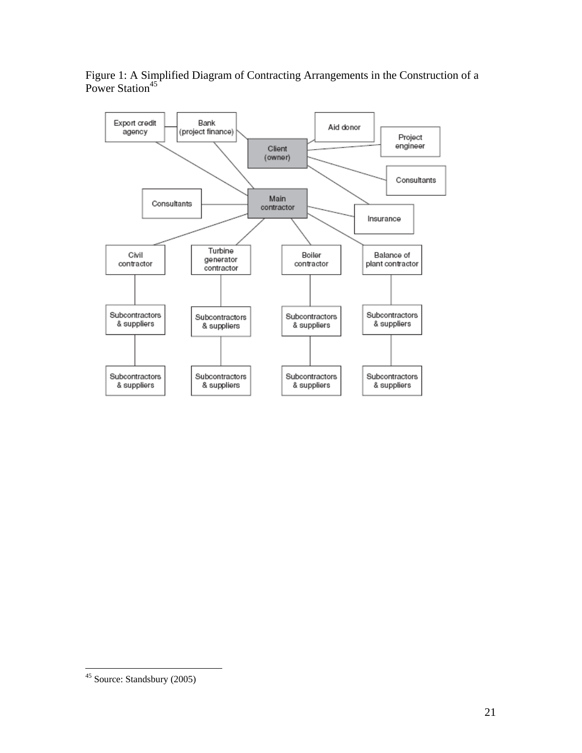Figure 1: A Simplified Diagram of Contracting Arrangements in the Construction of a Power Station[45]

Export credit agency

Bank (project finance)

Aid donor

Client (owner)

Project engineer

Consultants

Consultants

Main contractor

Insurance

Civil contractor

Turbine generator contractor

Boiler contractor

Balance of plant contractor

Subcontractors & suppliers

Subcontractors & suppliers

Subcontractors & suppliers

Subcontractors & suppliers

Subcontractors & suppliers

Subcontractors & suppliers

Subcontractors & suppliers

Subcontractors & suppliers

---

[45] Source: Standsbury (2005)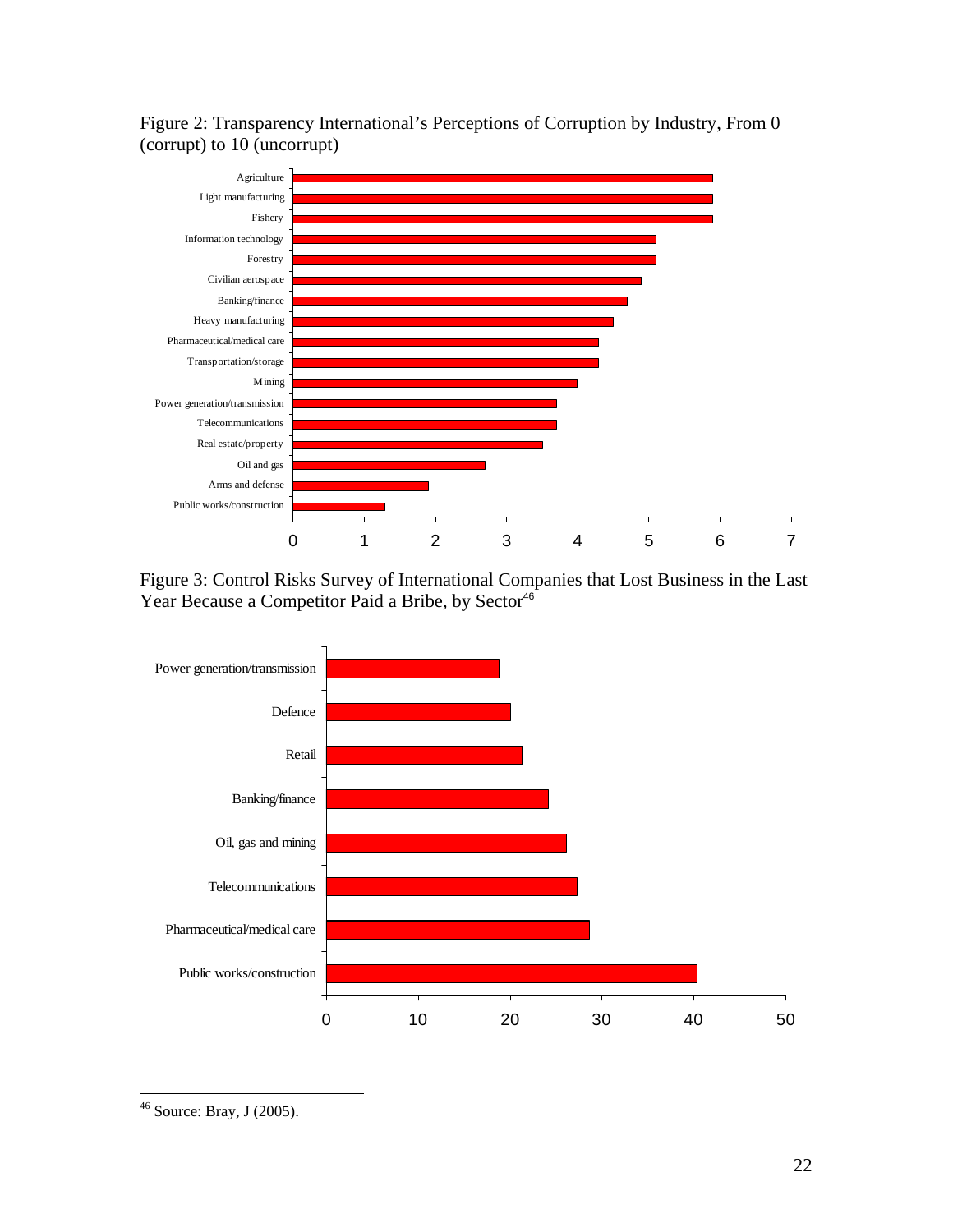Figure 2: Transparency International's Perceptions of Corruption by Industry, From 0 (corrupt) to 10 (uncorrupt)

Figure 3: Control Risks Survey of International Companies that Lost Business in the Last Year Because a Competitor Paid a Bribe, by Sector[46]

[46] Source: Bray, J (2005).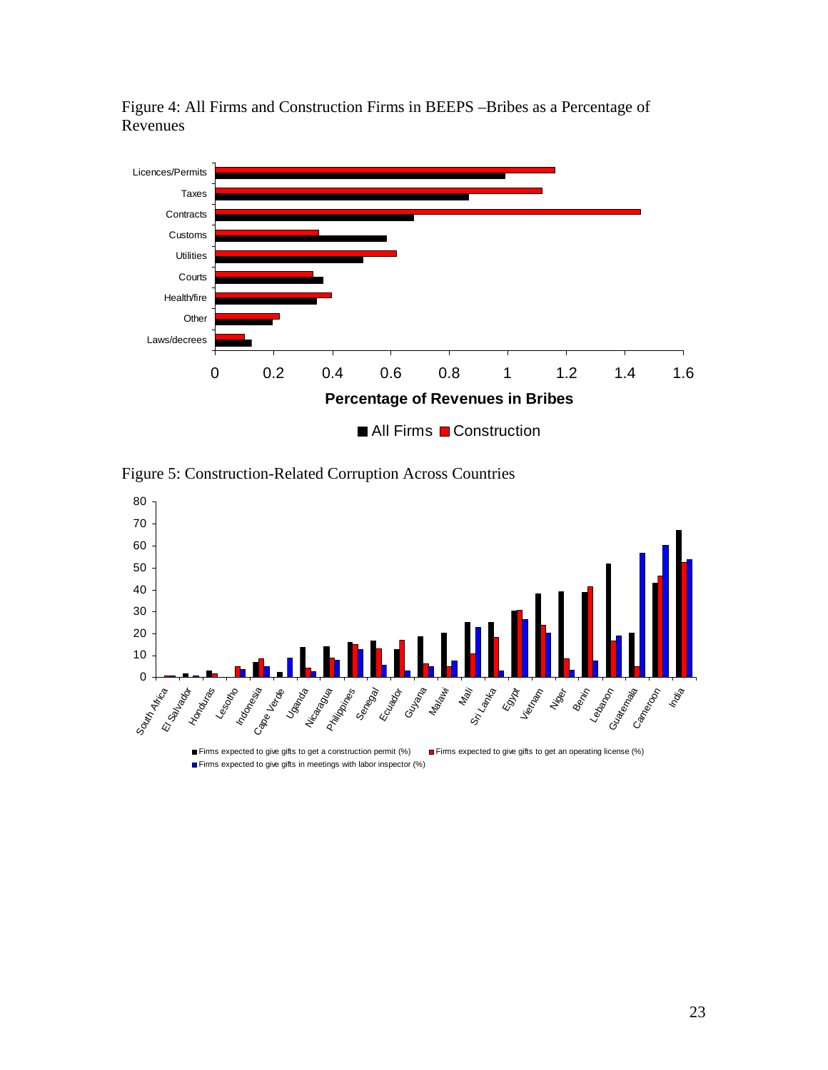Figure 4: All Firms and Construction Firms in BEEPS –Bribes as a Percentage of Revenues

Figure 5: Construction-Related Corruption Across Countries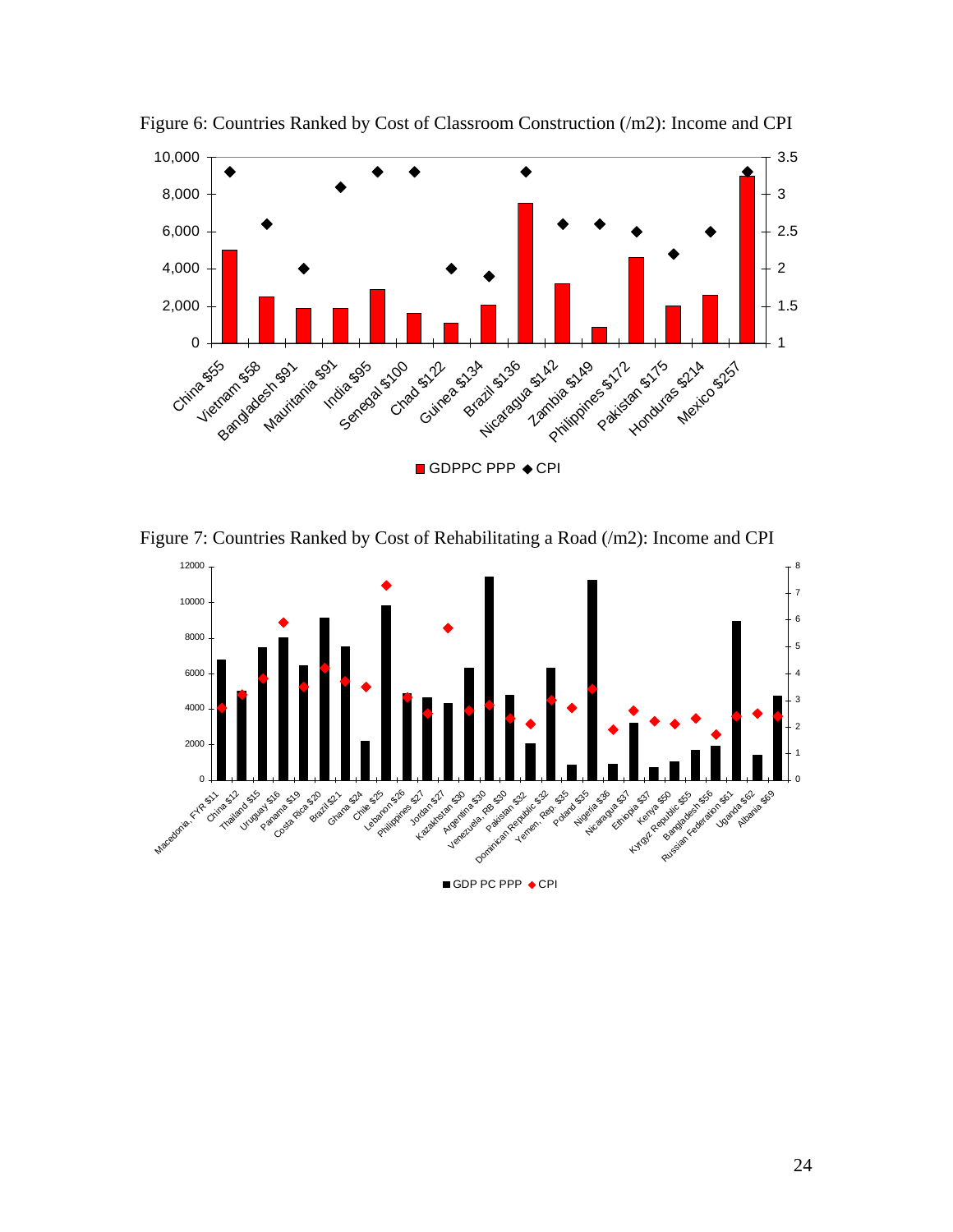Figure 6: Countries Ranked by Cost of Classroom Construction (/m2): Income and CPI

Figure 7: Countries Ranked by Cost of Rehabilitating a Road (/m2): Income and CPI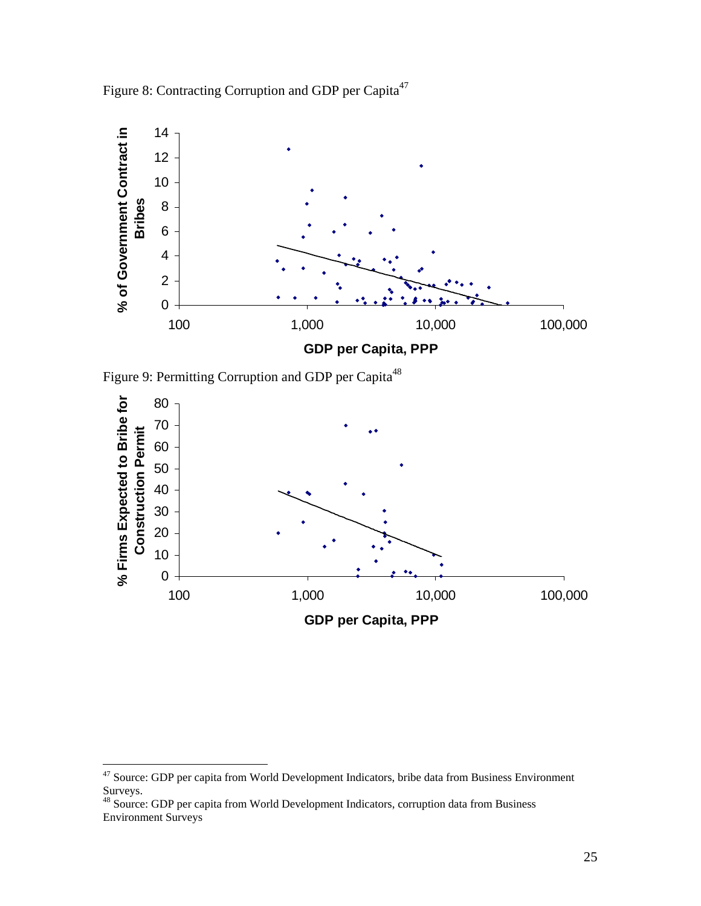Figure 8: Contracting Corruption and GDP per Capita[47]

Figure 9: Permitting Corruption and GDP per Capita[48]

---

[47] Source: GDP per capita from World Development Indicators, bribe data from Business Environment Surveys.

[48] Source: GDP per capita from World Development Indicators, corruption data from Business Environment Surveys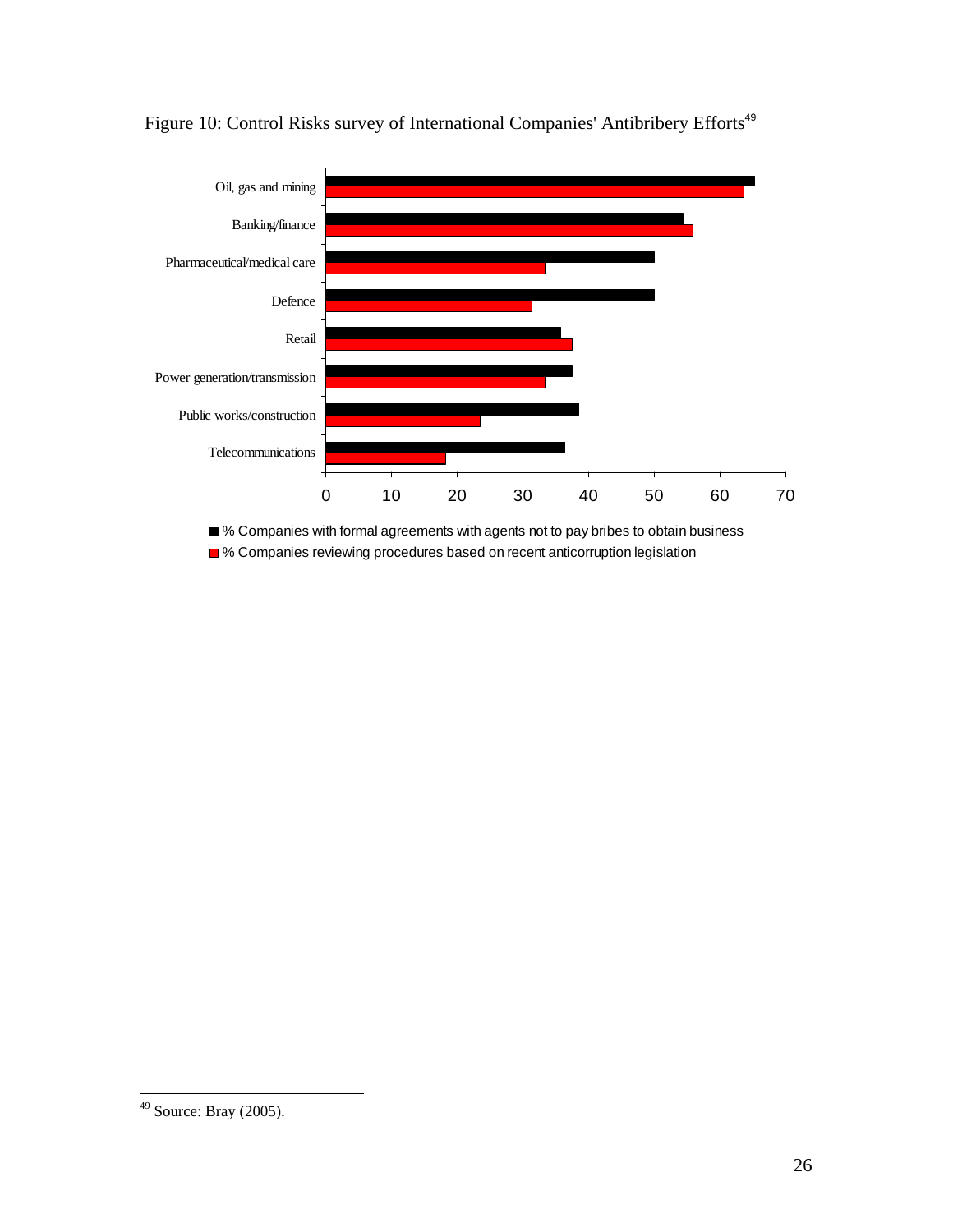Figure 10: Control Risks survey of International Companies' Antibribery Efforts[49]

Oil, gas and mining

Banking/finance

Pharmaceutical/medical care

Defence

Retail

Power generation/transmission

Public works/construction

Telecommunications

0 10 20 30 40 50 60 70

% Companies with formal agreements with agents not to pay bribes to obtain business

% Companies reviewing procedures based on recent anticorruption legislation

---

[49] Source: Bray (2005).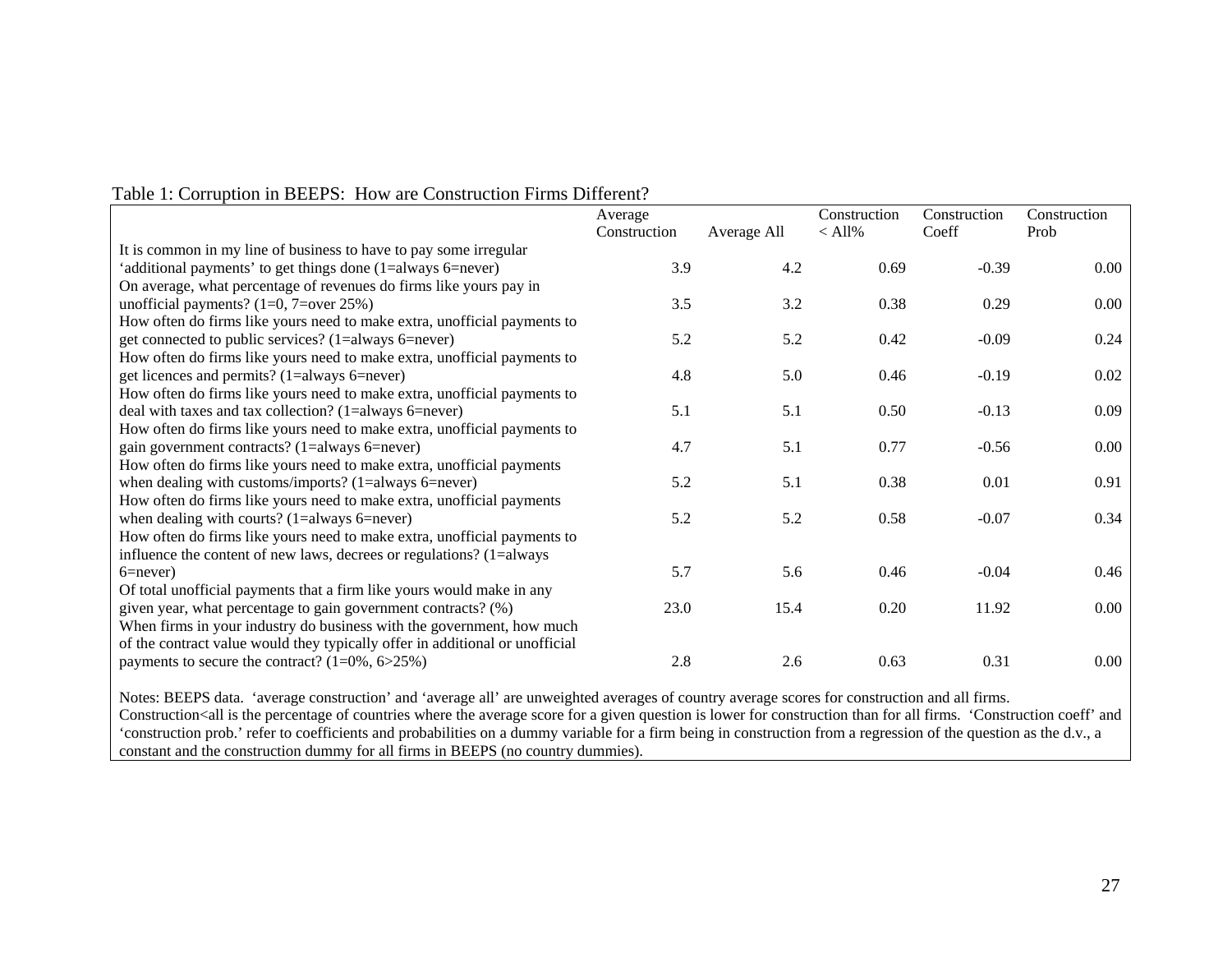Table 1: Corruption in BEEPS: How are Construction Firms Different?

| | Average Construction | Average All | Construction < All% | Construction Coeff | Construction Prob |
|---|---|---|---|---|---|
| It is common in my line of business to have to pay some irregular 'additional payments' to get things done (1=always 6=never) | 3.9 | 4.2 | 0.69 | -0.39 | 0.00 |
| On average, what percentage of revenues do firms like yours pay in unofficial payments? (1=0, 7=over 25%) | 3.5 | 3.2 | 0.38 | 0.29 | 0.00 |
| How often do firms like yours need to make extra, unofficial payments to get connected to public services? (1=always 6=never) | 5.2 | 5.2 | 0.42 | -0.09 | 0.24 |
| How often do firms like yours need to make extra, unofficial payments to get licences and permits? (1=always 6=never) | 4.8 | 5.0 | 0.46 | -0.19 | 0.02 |
| How often do firms like yours need to make extra, unofficial payments to deal with taxes and tax collection? (1=always 6=never) | 5.1 | 5.1 | 0.50 | -0.13 | 0.09 |
| How often do firms like yours need to make extra, unofficial payments to gain government contracts? (1=always 6=never) | 4.7 | 5.1 | 0.77 | -0.56 | 0.00 |
| How often do firms like yours need to make extra, unofficial payments when dealing with customs/imports? (1=always 6=never) | 5.2 | 5.1 | 0.38 | 0.01 | 0.91 |
| How often do firms like yours need to make extra, unofficial payments when dealing with courts? (1=always 6=never) | 5.2 | 5.2 | 0.58 | -0.07 | 0.34 |
| How often do firms like yours need to make extra, unofficial payments to influence the content of new laws, decrees or regulations? (1=always 6=never) | 5.7 | 5.6 | 0.46 | -0.04 | 0.46 |
| Of total unofficial payments that a firm like yours would make in any given year, what percentage to gain government contracts? (%) | 23.0 | 15.4 | 0.20 | 11.92 | 0.00 |
| When firms in your industry do business with the government, how much of the contract value would they typically offer in additional or unofficial payments to secure the contract? (1=0%, 6>25%) | 2.8 | 2.6 | 0.63 | 0.31 | 0.00 |

Notes: BEEPS data. 'average construction' and 'average all' are unweighted averages of country average scores for construction and all firms. Construction<all is the percentage of countries where the average score for a given question is lower for construction than for all firms. 'Construction coeff' and 'construction prob.' refer to coefficients and probabilities on a dummy variable for a firm being in construction from a regression of the question as the d.v., a constant and the construction dummy for all firms in BEEPS (no country dummies).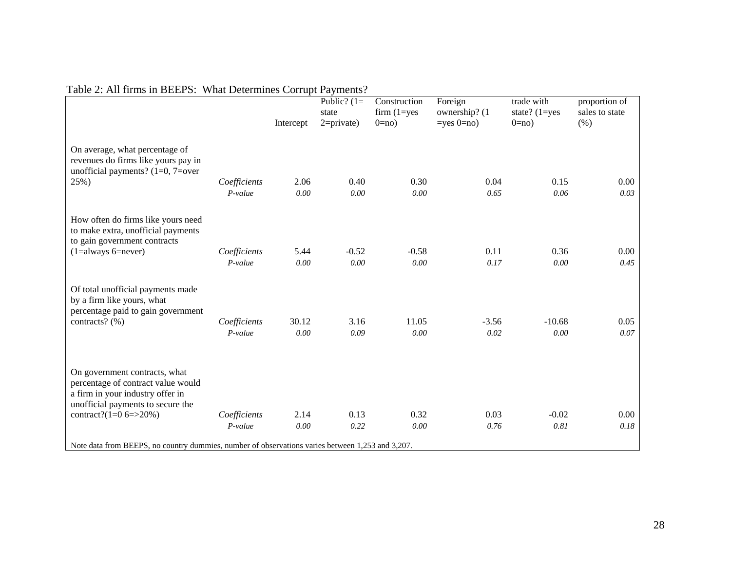Table 2: All firms in BEEPS: What Determines Corrupt Payments?

| | | Intercept | Public? (1= state 2=private) | Construction firm (1=yes 0=no) | Foreign ownership? (1 =yes 0=no) | trade with state? (1=yes 0=no) | proportion of sales to state (%) |
|---|---|---|---|---|---|---|---|
| On average, what percentage of revenues do firms like yours pay in unofficial payments? (1=0, 7=over 25%) | *Coefficients* | 2.06 | 0.40 | 0.30 | 0.04 | 0.15 | 0.00 |
| | *P-value* | *0.00* | *0.00* | *0.00* | *0.65* | *0.06* | *0.03* |
| How often do firms like yours need to make extra, unofficial payments to gain government contracts (1=always 6=never) | *Coefficients* | 5.44 | -0.52 | -0.58 | 0.11 | 0.36 | 0.00 |
| | *P-value* | *0.00* | *0.00* | *0.00* | *0.17* | *0.00* | *0.45* |
| Of total unofficial payments made by a firm like yours, what percentage paid to gain government contracts? (%) | *Coefficients* | 30.12 | 3.16 | 11.05 | -3.56 | -10.68 | 0.05 |
| | *P-value* | *0.00* | *0.09* | *0.00* | *0.02* | *0.00* | *0.07* |
| On government contracts, what percentage of contract value would a firm in your industry offer in unofficial payments to secure the contract?(1=0 6=>20%) | *Coefficients* | 2.14 | 0.13 | 0.32 | 0.03 | -0.02 | 0.00 |
| | *P-value* | *0.00* | *0.22* | *0.00* | *0.76* | *0.81* | *0.18* |

Note data from BEEPS, no country dummies, number of observations varies between 1,253 and 3,207.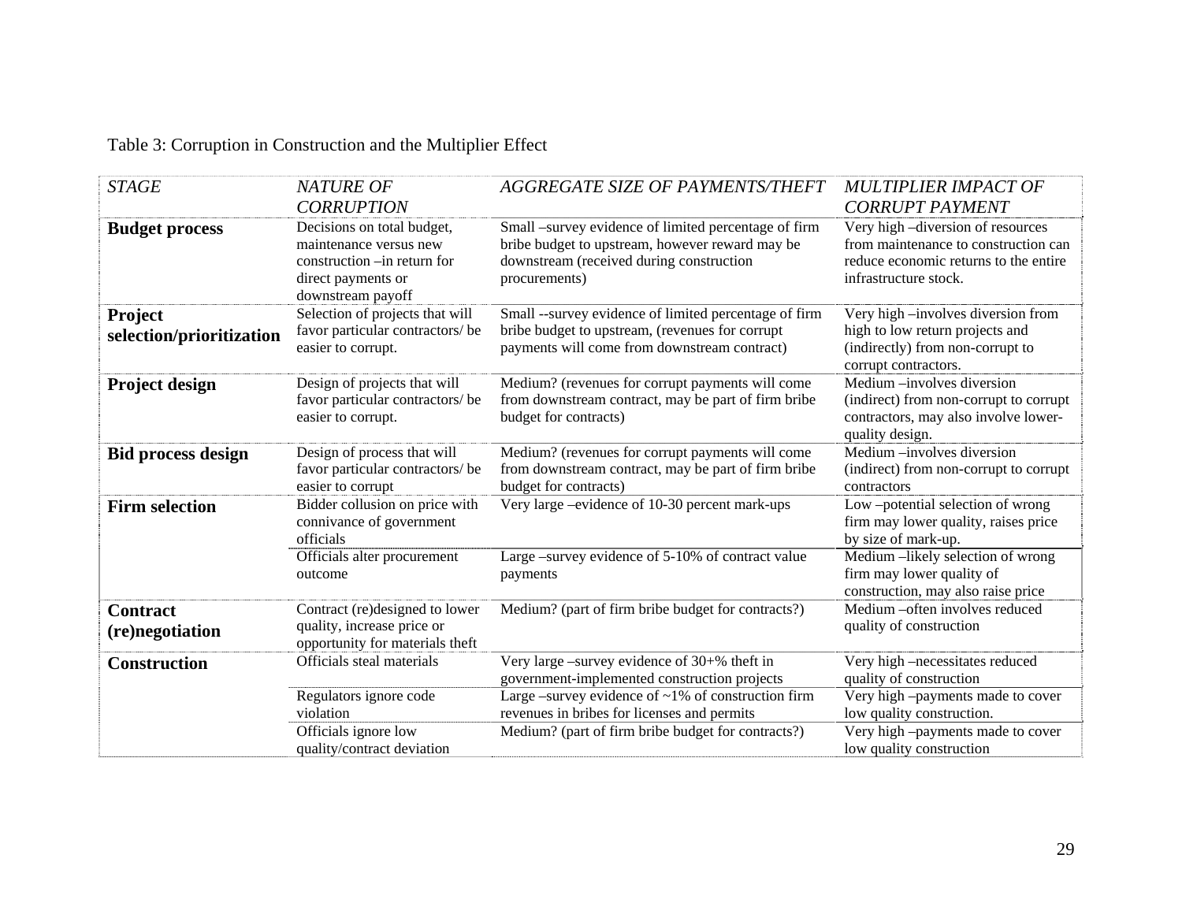Table 3: Corruption in Construction and the Multiplier Effect

| *STAGE* | *NATURE OF CORRUPTION* | *AGGREGATE SIZE OF PAYMENTS/THEFT* | *MULTIPLIER IMPACT OF CORRUPT PAYMENT* |
|---|---|---|---|
| **Budget process** | Decisions on total budget, maintenance versus new construction –in return for direct payments or downstream payoff | Small –survey evidence of limited percentage of firm bribe budget to upstream, however reward may be downstream (received during construction procurements) | Very high –diversion of resources from maintenance to construction can reduce economic returns to the entire infrastructure stock. |
| **Project selection/prioritization** | Selection of projects that will favor particular contractors/ be easier to corrupt. | Small --survey evidence of limited percentage of firm bribe budget to upstream, (revenues for corrupt payments will come from downstream contract) | Very high –involves diversion from high to low return projects and (indirectly) from non-corrupt to corrupt contractors. |
| **Project design** | Design of projects that will favor particular contractors/ be easier to corrupt. | Medium? (revenues for corrupt payments will come from downstream contract, may be part of firm bribe budget for contracts) | Medium –involves diversion (indirect) from non-corrupt to corrupt contractors, may also involve lower-quality design. |
| **Bid process design** | Design of process that will favor particular contractors/ be easier to corrupt | Medium? (revenues for corrupt payments will come from downstream contract, may be part of firm bribe budget for contracts) | Medium –involves diversion (indirect) from non-corrupt to corrupt contractors |
| **Firm selection** | Bidder collusion on price with connivance of government officials | Very large –evidence of 10-30 percent mark-ups | Low –potential selection of wrong firm may lower quality, raises price by size of mark-up. |
| | Officials alter procurement outcome | Large –survey evidence of 5-10% of contract value payments | Medium –likely selection of wrong firm may lower quality of construction, may also raise price |
| **Contract (re)negotiation** | Contract (re)designed to lower quality, increase price or opportunity for materials theft | Medium? (part of firm bribe budget for contracts?) | Medium –often involves reduced quality of construction |
| **Construction** | Officials steal materials | Very large –survey evidence of 30+% theft in government-implemented construction projects | Very high –necessitates reduced quality of construction |
| | Regulators ignore code violation | Large –survey evidence of ~1% of construction firm revenues in bribes for licenses and permits | Very high –payments made to cover low quality construction. |
| | Officials ignore low quality/contract deviation | Medium? (part of firm bribe budget for contracts?) | Very high –payments made to cover low quality construction |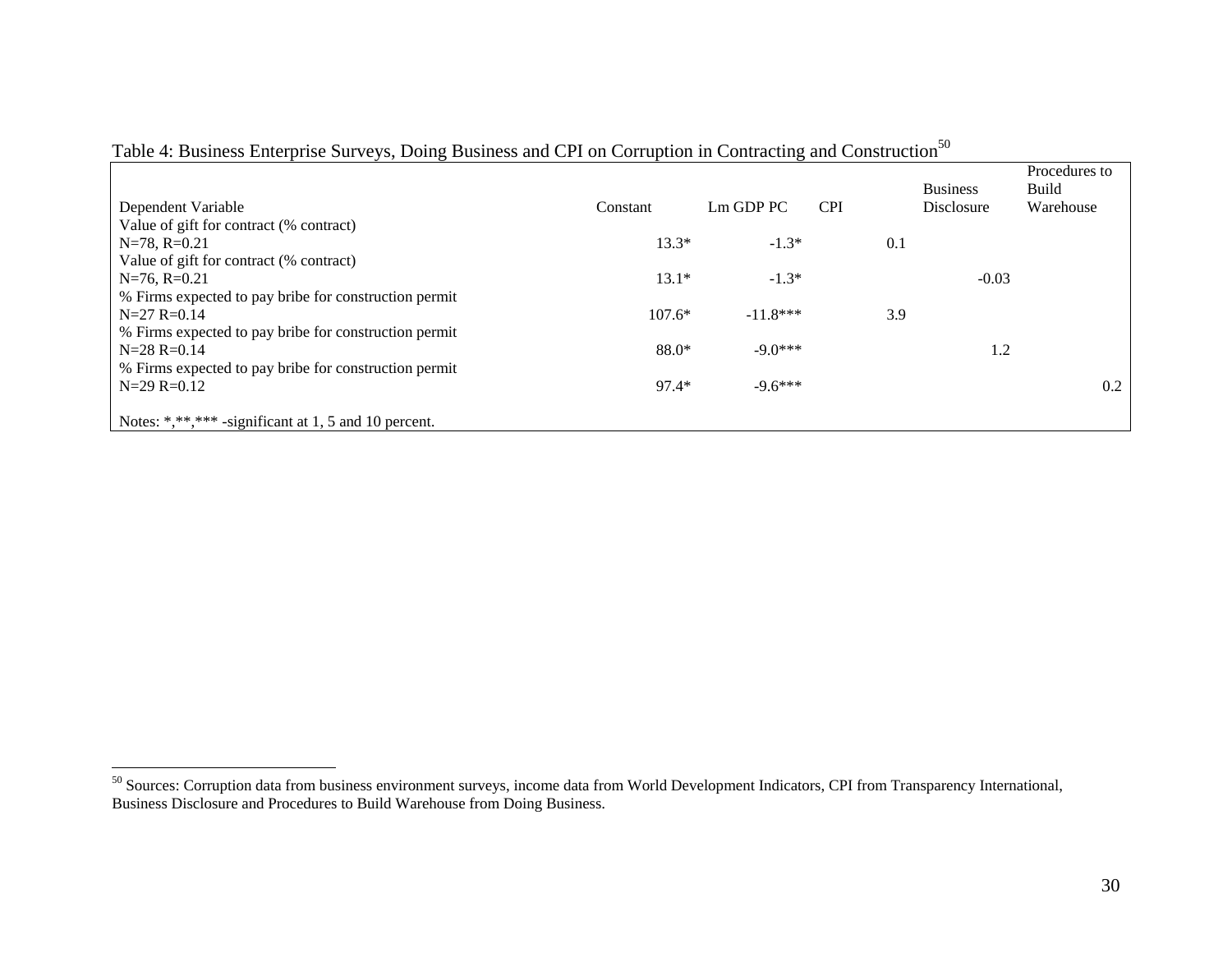Table 4: Business Enterprise Surveys, Doing Business and CPI on Corruption in Contracting and Construction[50]

| Dependent Variable | Constant | Lm GDP PC | CPI | Business Disclosure | Procedures to Build Warehouse |
|---|---|---|---|---|---|
| Value of gift for contract (% contract) N=78, R=0.21 | 13.3* | -1.3* | 0.1 | | |
| Value of gift for contract (% contract) N=76, R=0.21 | 13.1* | -1.3* | | -0.03 | |
| % Firms expected to pay bribe for construction permit N=27 R=0.14 | 107.6* | -11.8*** | 3.9 | | |
| % Firms expected to pay bribe for construction permit N=28 R=0.14 | 88.0* | -9.0*** | | 1.2 | |
| % Firms expected to pay bribe for construction permit N=29 R=0.12 | 97.4* | -9.6*** | | | 0.2 |

Notes: *,**,*** -significant at 1, 5 and 10 percent.

[50] Sources: Corruption data from business environment surveys, income data from World Development Indicators, CPI from Transparency International, Business Disclosure and Procedures to Build Warehouse from Doing Business.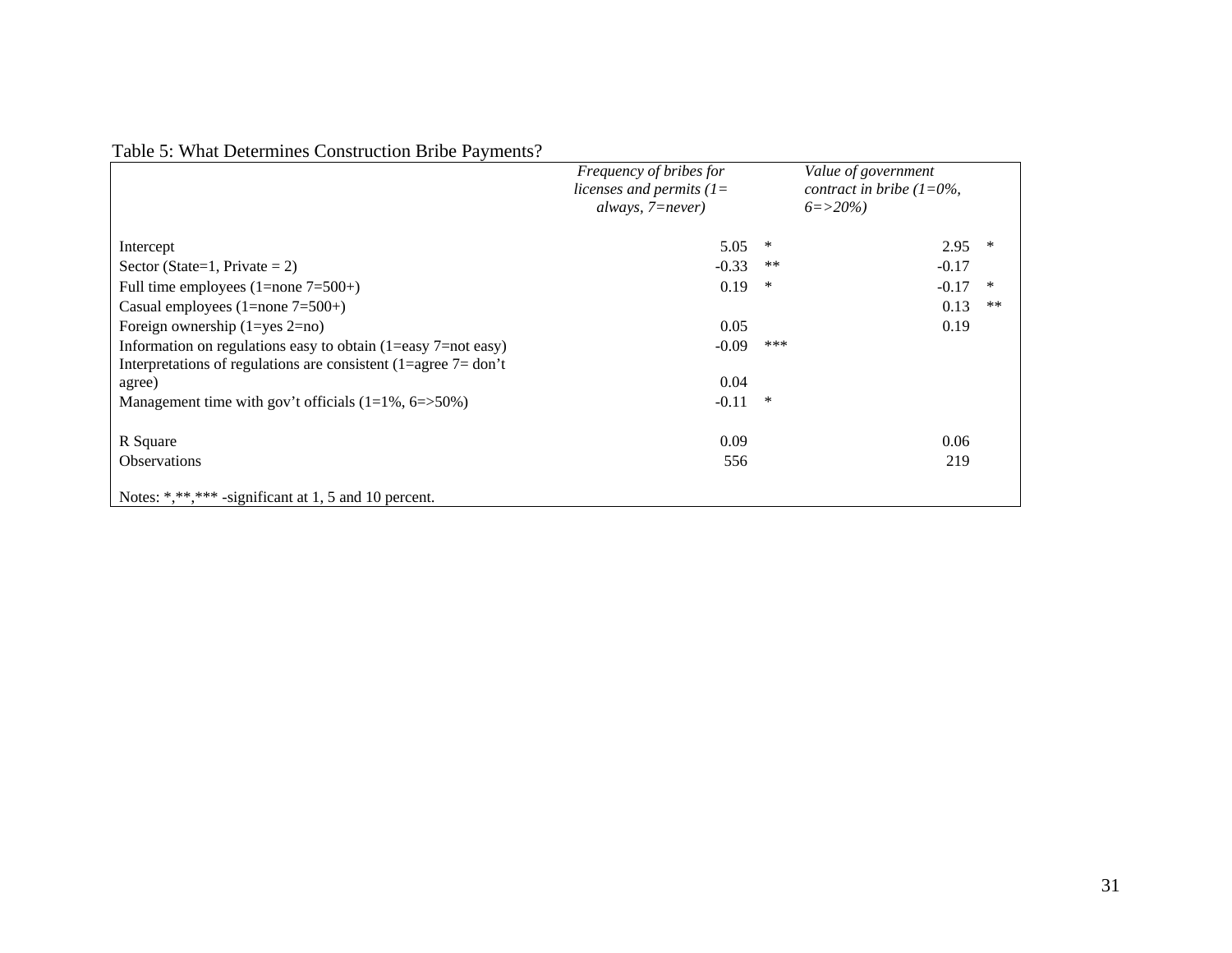Table 5: What Determines Construction Bribe Payments?

| | *Frequency of bribes for licenses and permits (1= always, 7=never)* | | *Value of government contract in bribe (1=0%, 6=>20%)* | |
|---|---|---|---|---|
| Intercept | 5.05 | * | 2.95 | * |
| Sector (State=1, Private = 2) | -0.33 | ** | -0.17 | |
| Full time employees (1=none 7=500+) | 0.19 | * | -0.17 | * |
| Casual employees (1=none 7=500+) | | | 0.13 | ** |
| Foreign ownership (1=yes 2=no) | 0.05 | | 0.19 | |
| Information on regulations easy to obtain (1=easy 7=not easy) | -0.09 | *** | | |
| Interpretations of regulations are consistent (1=agree 7= don't agree) | 0.04 | | | |
| Management time with gov't officials (1=1%, 6=>50%) | -0.11 | * | | |
| R Square | 0.09 | | 0.06 | |
| Observations | 556 | | 219 | |

Notes: *,**,*** -significant at 1, 5 and 10 percent.